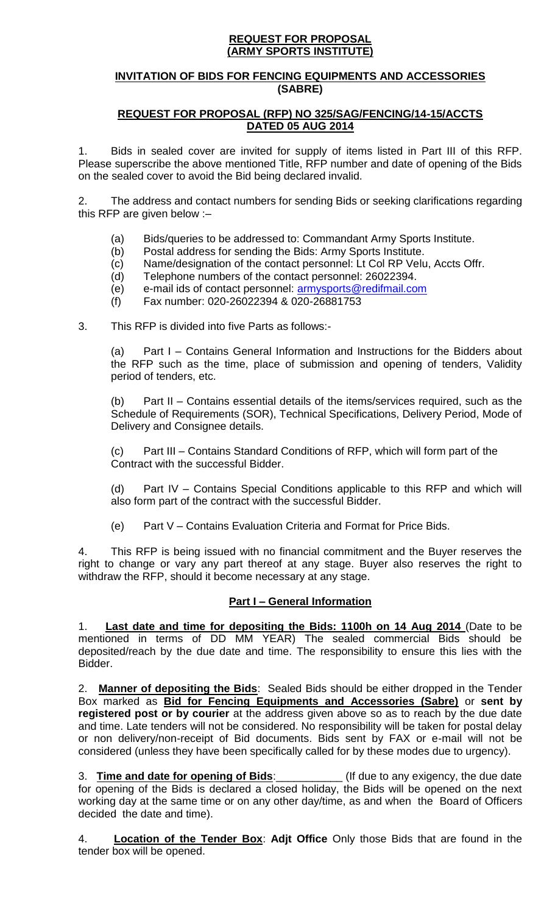# REQUEST FOR PROPOSAL (ARMY SPORTS INSTITUTE)

## INVITATION OF BIDS FOR FENCING EQUIPMENTS AND ACCESSORIES (SABRE)

## REQUEST FOR PROPOSAL (RFP) NO 325/SAG/FENCING/14-15/ACCTS DATED 05 AUG 2014

1. Bids in sealed cover are invited for supply of items listed in Part III of this RFP. Please superscribe the above mentioned Title, RFP number and date of opening of the Bids on the sealed cover to avoid the Bid being declared invalid.

2. The address and contact numbers for sending Bids or seeking clarifications regarding this RFP are given below :–

   (a) Bids/queries to be addressed to: Commandant Army Sports Institute.
   (b) Postal address for sending the Bids: Army Sports Institute.
   (c) Name/designation of the contact personnel: Lt Col RP Velu, Accts Offr.
   (d) Telephone numbers of the contact personnel: 26022394.
   (e) e-mail ids of contact personnel: armysports@redifmail.com
   (f) Fax number: 020-26022394 & 020-26881753

3. This RFP is divided into five Parts as follows:-

   (a) Part I – Contains General Information and Instructions for the Bidders about the RFP such as the time, place of submission and opening of tenders, Validity period of tenders, etc.

   (b) Part II – Contains essential details of the items/services required, such as the Schedule of Requirements (SOR), Technical Specifications, Delivery Period, Mode of Delivery and Consignee details.

   (c) Part III – Contains Standard Conditions of RFP, which will form part of the Contract with the successful Bidder.

   (d) Part IV – Contains Special Conditions applicable to this RFP and which will also form part of the contract with the successful Bidder.

   (e) Part V – Contains Evaluation Criteria and Format for Price Bids.

4. This RFP is being issued with no financial commitment and the Buyer reserves the right to change or vary any part thereof at any stage. Buyer also reserves the right to withdraw the RFP, should it become necessary at any stage.

## Part I – General Information

1. **Last date and time for depositing the Bids: 1100h on 14 Aug 2014** (Date to be mentioned in terms of DD MM YEAR) The sealed commercial Bids should be deposited/reach by the due date and time. The responsibility to ensure this lies with the Bidder.

2. **Manner of depositing the Bids**: Sealed Bids should be either dropped in the Tender Box marked as **Bid for Fencing Equipments and Accessories (Sabre)** or **sent by registered post or by courier** at the address given above so as to reach by the due date and time. Late tenders will not be considered. No responsibility will be taken for postal delay or non delivery/non-receipt of Bid documents. Bids sent by FAX or e-mail will not be considered (unless they have been specifically called for by these modes due to urgency).

3. **Time and date for opening of Bids**:___________ (If due to any exigency, the due date for opening of the Bids is declared a closed holiday, the Bids will be opened on the next working day at the same time or on any other day/time, as and when the Board of Officers decided the date and time).

4. **Location of the Tender Box**: **Adjt Office** Only those Bids that are found in the tender box will be opened.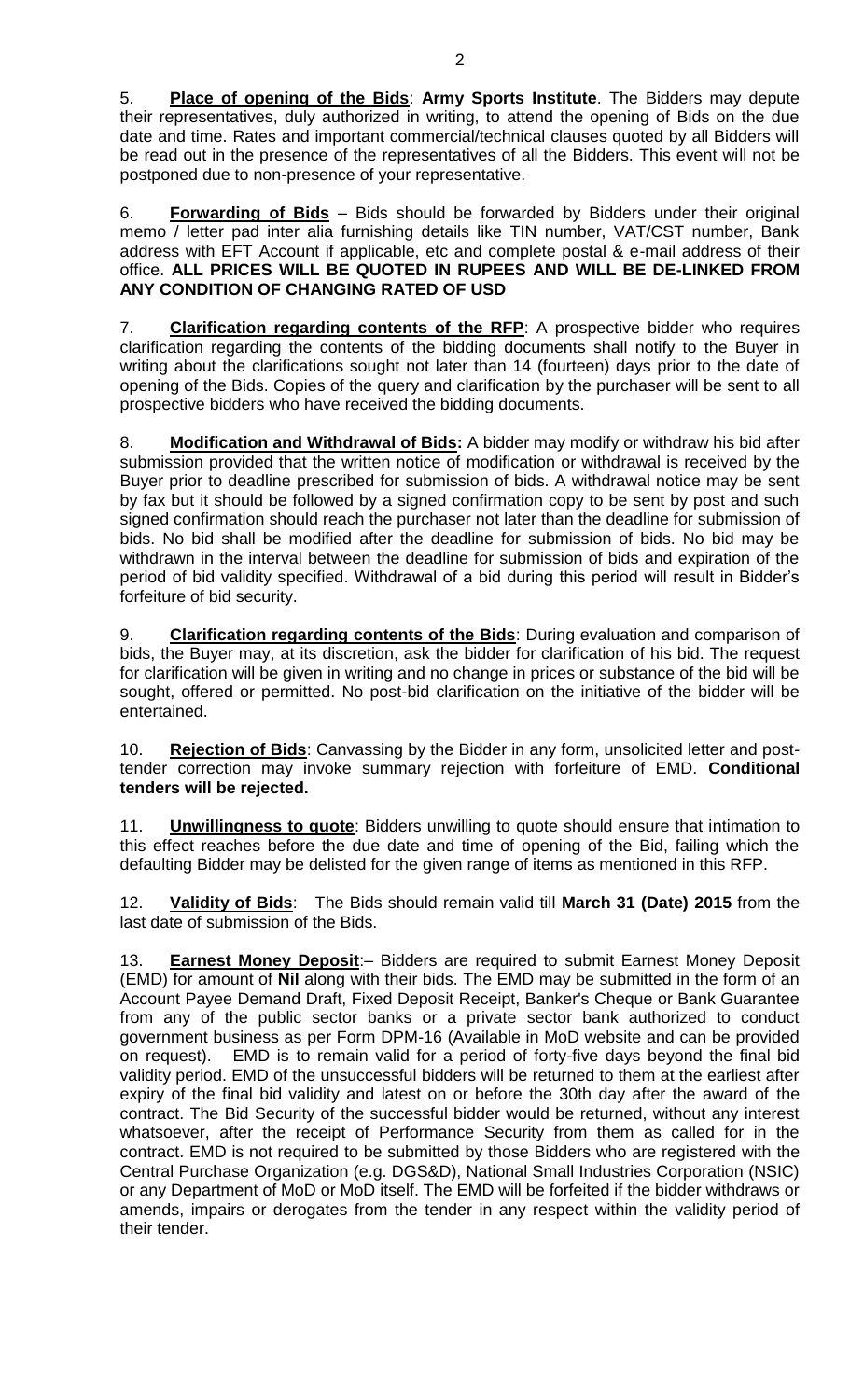5. **Place of opening of the Bids**: **Army Sports Institute**. The Bidders may depute their representatives, duly authorized in writing, to attend the opening of Bids on the due date and time. Rates and important commercial/technical clauses quoted by all Bidders will be read out in the presence of the representatives of all the Bidders. This event will not be postponed due to non-presence of your representative.

6. **Forwarding of Bids** – Bids should be forwarded by Bidders under their original memo / letter pad inter alia furnishing details like TIN number, VAT/CST number, Bank address with EFT Account if applicable, etc and complete postal & e-mail address of their office. **ALL PRICES WILL BE QUOTED IN RUPEES AND WILL BE DE-LINKED FROM ANY CONDITION OF CHANGING RATED OF USD**

7. **Clarification regarding contents of the RFP**: A prospective bidder who requires clarification regarding the contents of the bidding documents shall notify to the Buyer in writing about the clarifications sought not later than 14 (fourteen) days prior to the date of opening of the Bids. Copies of the query and clarification by the purchaser will be sent to all prospective bidders who have received the bidding documents.

8. **Modification and Withdrawal of Bids:** A bidder may modify or withdraw his bid after submission provided that the written notice of modification or withdrawal is received by the Buyer prior to deadline prescribed for submission of bids. A withdrawal notice may be sent by fax but it should be followed by a signed confirmation copy to be sent by post and such signed confirmation should reach the purchaser not later than the deadline for submission of bids. No bid shall be modified after the deadline for submission of bids. No bid may be withdrawn in the interval between the deadline for submission of bids and expiration of the period of bid validity specified. Withdrawal of a bid during this period will result in Bidder's forfeiture of bid security.

9. **Clarification regarding contents of the Bids**: During evaluation and comparison of bids, the Buyer may, at its discretion, ask the bidder for clarification of his bid. The request for clarification will be given in writing and no change in prices or substance of the bid will be sought, offered or permitted. No post-bid clarification on the initiative of the bidder will be entertained.

10. **Rejection of Bids**: Canvassing by the Bidder in any form, unsolicited letter and post-tender correction may invoke summary rejection with forfeiture of EMD. **Conditional tenders will be rejected.**

11. **Unwillingness to quote**: Bidders unwilling to quote should ensure that intimation to this effect reaches before the due date and time of opening of the Bid, failing which the defaulting Bidder may be delisted for the given range of items as mentioned in this RFP.

12. **Validity of Bids**: The Bids should remain valid till **March 31 (Date) 2015** from the last date of submission of the Bids.

13. **Earnest Money Deposit**:– Bidders are required to submit Earnest Money Deposit (EMD) for amount of **Nil** along with their bids. The EMD may be submitted in the form of an Account Payee Demand Draft, Fixed Deposit Receipt, Banker's Cheque or Bank Guarantee from any of the public sector banks or a private sector bank authorized to conduct government business as per Form DPM-16 (Available in MoD website and can be provided on request). EMD is to remain valid for a period of forty-five days beyond the final bid validity period. EMD of the unsuccessful bidders will be returned to them at the earliest after expiry of the final bid validity and latest on or before the 30th day after the award of the contract. The Bid Security of the successful bidder would be returned, without any interest whatsoever, after the receipt of Performance Security from them as called for in the contract. EMD is not required to be submitted by those Bidders who are registered with the Central Purchase Organization (e.g. DGS&D), National Small Industries Corporation (NSIC) or any Department of MoD or MoD itself. The EMD will be forfeited if the bidder withdraws or amends, impairs or derogates from the tender in any respect within the validity period of their tender.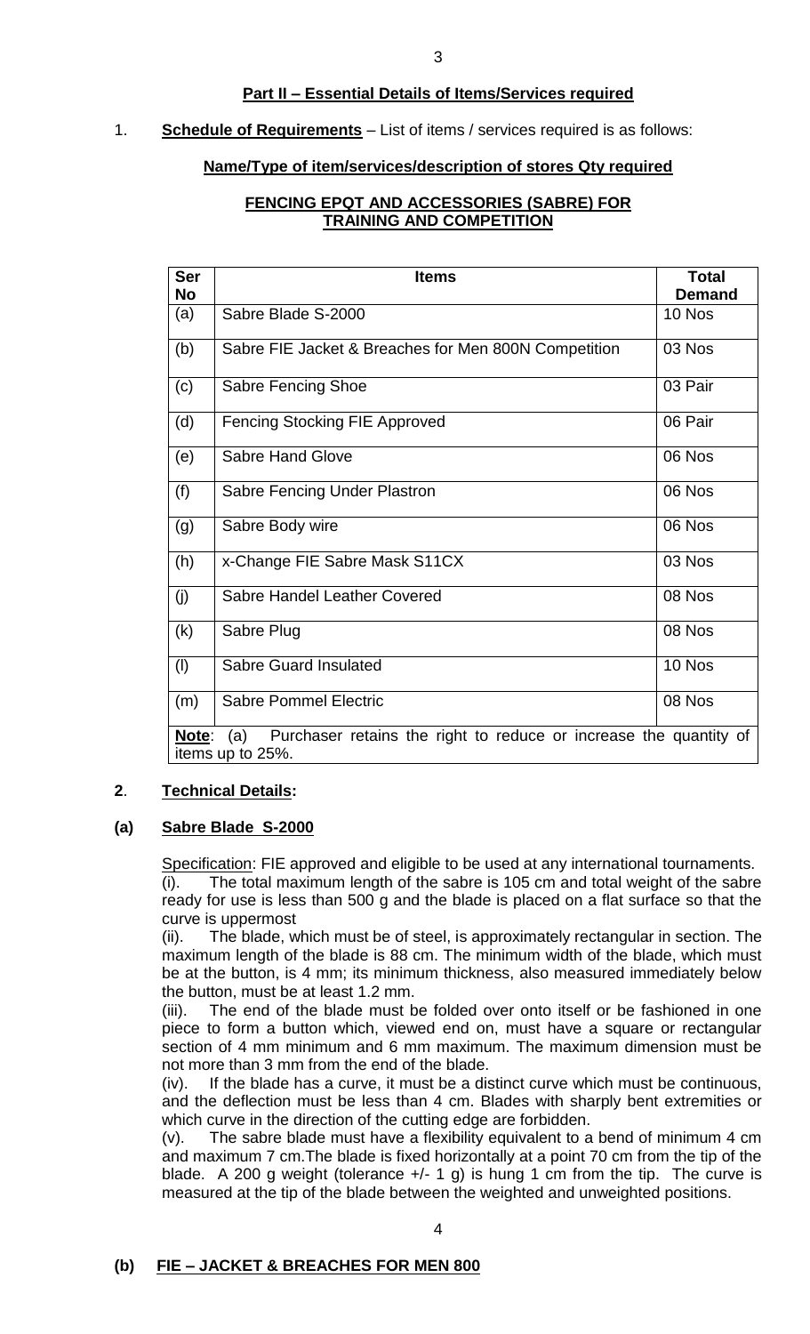## Part II – Essential Details of Items/Services required

1. **Schedule of Requirements** – List of items / services required is as follows:

**Name/Type of item/services/description of stores Qty required**

**FENCING EPQT AND ACCESSORIES (SABRE) FOR TRAINING AND COMPETITION**

| Ser No | Items | Total Demand |
|---|---|---|
| (a) | Sabre Blade S-2000 | 10 Nos |
| (b) | Sabre FIE Jacket & Breaches for Men 800N Competition | 03 Nos |
| (c) | Sabre Fencing Shoe | 03 Pair |
| (d) | Fencing Stocking FIE Approved | 06 Pair |
| (e) | Sabre Hand Glove | 06 Nos |
| (f) | Sabre Fencing Under Plastron | 06 Nos |
| (g) | Sabre Body wire | 06 Nos |
| (h) | x-Change FIE Sabre Mask S11CX | 03 Nos |
| (j) | Sabre Handel Leather Covered | 08 Nos |
| (k) | Sabre Plug | 08 Nos |
| (l) | Sabre Guard Insulated | 10 Nos |
| (m) | Sabre Pommel Electric | 08 Nos |
| **Note**: (a) Purchaser retains the right to reduce or increase the quantity of items up to 25%. | | |

**2**. **Technical Details:**

**(a) Sabre Blade S-2000**

Specification: FIE approved and eligible to be used at any international tournaments.

(i). The total maximum length of the sabre is 105 cm and total weight of the sabre ready for use is less than 500 g and the blade is placed on a flat surface so that the curve is uppermost

(ii). The blade, which must be of steel, is approximately rectangular in section. The maximum length of the blade is 88 cm. The minimum width of the blade, which must be at the button, is 4 mm; its minimum thickness, also measured immediately below the button, must be at least 1.2 mm.

(iii). The end of the blade must be folded over onto itself or be fashioned in one piece to form a button which, viewed end on, must have a square or rectangular section of 4 mm minimum and 6 mm maximum. The maximum dimension must be not more than 3 mm from the end of the blade.

(iv). If the blade has a curve, it must be a distinct curve which must be continuous, and the deflection must be less than 4 cm. Blades with sharply bent extremities or which curve in the direction of the cutting edge are forbidden.

(v). The sabre blade must have a flexibility equivalent to a bend of minimum 4 cm and maximum 7 cm.The blade is fixed horizontally at a point 70 cm from the tip of the blade. A 200 g weight (tolerance +/- 1 g) is hung 1 cm from the tip. The curve is measured at the tip of the blade between the weighted and unweighted positions.

**(b) FIE – JACKET & BREACHES FOR MEN 800**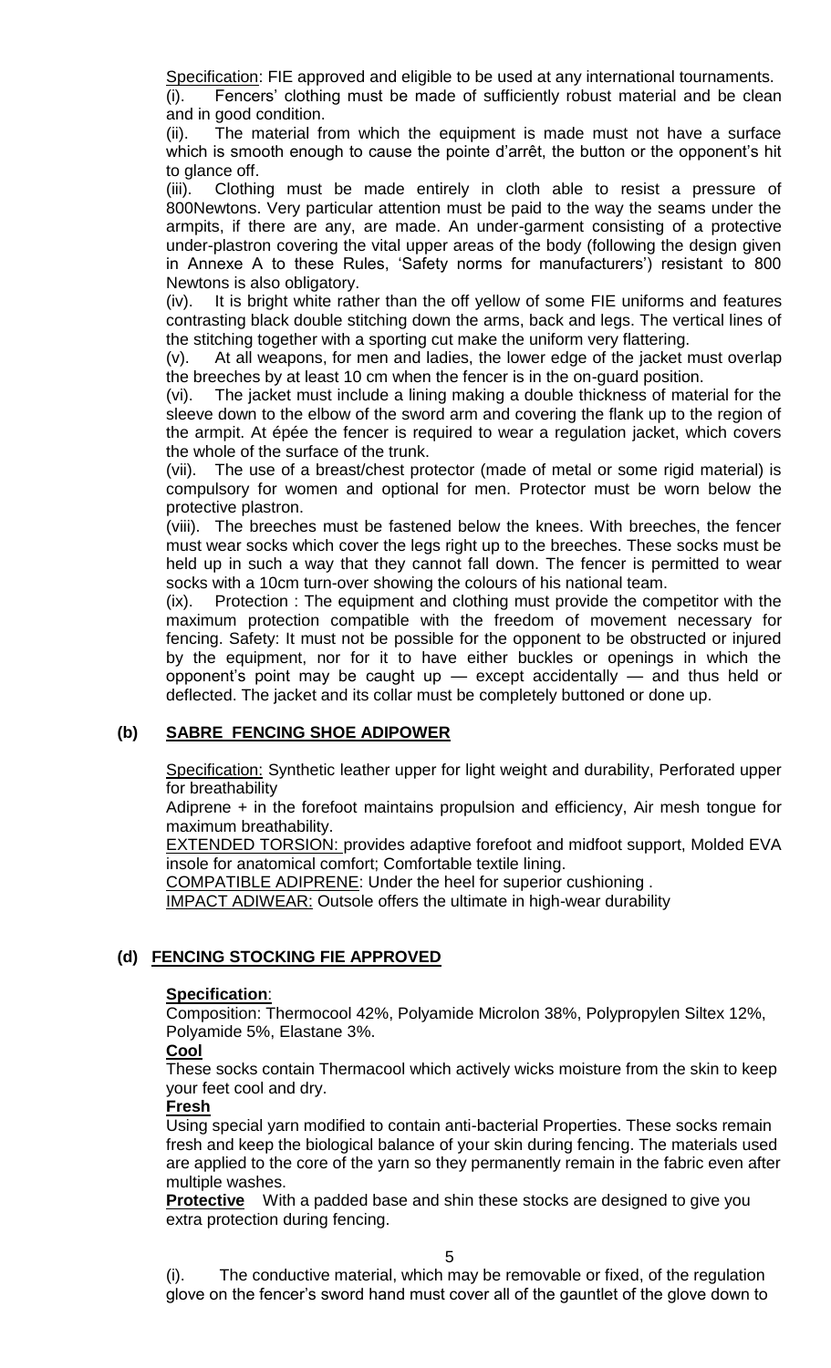<u>Specification</u>: FIE approved and eligible to be used at any international tournaments.

(i). Fencers' clothing must be made of sufficiently robust material and be clean and in good condition.

(ii). The material from which the equipment is made must not have a surface which is smooth enough to cause the pointe d'arrêt, the button or the opponent's hit to glance off.

(iii). Clothing must be made entirely in cloth able to resist a pressure of 800Newtons. Very particular attention must be paid to the way the seams under the armpits, if there are any, are made. An under-garment consisting of a protective under-plastron covering the vital upper areas of the body (following the design given in Annexe A to these Rules, 'Safety norms for manufacturers') resistant to 800 Newtons is also obligatory.

(iv). It is bright white rather than the off yellow of some FIE uniforms and features contrasting black double stitching down the arms, back and legs. The vertical lines of the stitching together with a sporting cut make the uniform very flattering.

(v). At all weapons, for men and ladies, the lower edge of the jacket must overlap the breeches by at least 10 cm when the fencer is in the on-guard position.

(vi). The jacket must include a lining making a double thickness of material for the sleeve down to the elbow of the sword arm and covering the flank up to the region of the armpit. At épée the fencer is required to wear a regulation jacket, which covers the whole of the surface of the trunk.

(vii). The use of a breast/chest protector (made of metal or some rigid material) is compulsory for women and optional for men. Protector must be worn below the protective plastron.

(viii). The breeches must be fastened below the knees. With breeches, the fencer must wear socks which cover the legs right up to the breeches. These socks must be held up in such a way that they cannot fall down. The fencer is permitted to wear socks with a 10cm turn-over showing the colours of his national team.

(ix). Protection : The equipment and clothing must provide the competitor with the maximum protection compatible with the freedom of movement necessary for fencing. Safety: It must not be possible for the opponent to be obstructed or injured by the equipment, nor for it to have either buckles or openings in which the opponent's point may be caught up — except accidentally — and thus held or deflected. The jacket and its collar must be completely buttoned or done up.

## (b) SABRE FENCING SHOE ADIPOWER

<u>Specification:</u> Synthetic leather upper for light weight and durability, Perforated upper for breathability

Adiprene + in the forefoot maintains propulsion and efficiency, Air mesh tongue for maximum breathability.

<u>EXTENDED TORSION:</u> provides adaptive forefoot and midfoot support, Molded EVA insole for anatomical comfort; Comfortable textile lining.

<u>COMPATIBLE ADIPRENE</u>: Under the heel for superior cushioning .

<u>IMPACT ADIWEAR:</u> Outsole offers the ultimate in high-wear durability

## (d) FENCING STOCKING FIE APPROVED

**<u>Specification</u>**:

Composition: Thermocool 42%, Polyamide Microlon 38%, Polypropylen Siltex 12%, Polyamide 5%, Elastane 3%.

**<u>Cool</u>**

These socks contain Thermacool which actively wicks moisture from the skin to keep your feet cool and dry.

**<u>Fresh</u>**

Using special yarn modified to contain anti-bacterial Properties. These socks remain fresh and keep the biological balance of your skin during fencing. The materials used are applied to the core of the yarn so they permanently remain in the fabric even after multiple washes.

**<u>Protective</u>** With a padded base and shin these stocks are designed to give you extra protection during fencing.

(i). The conductive material, which may be removable or fixed, of the regulation glove on the fencer's sword hand must cover all of the gauntlet of the glove down to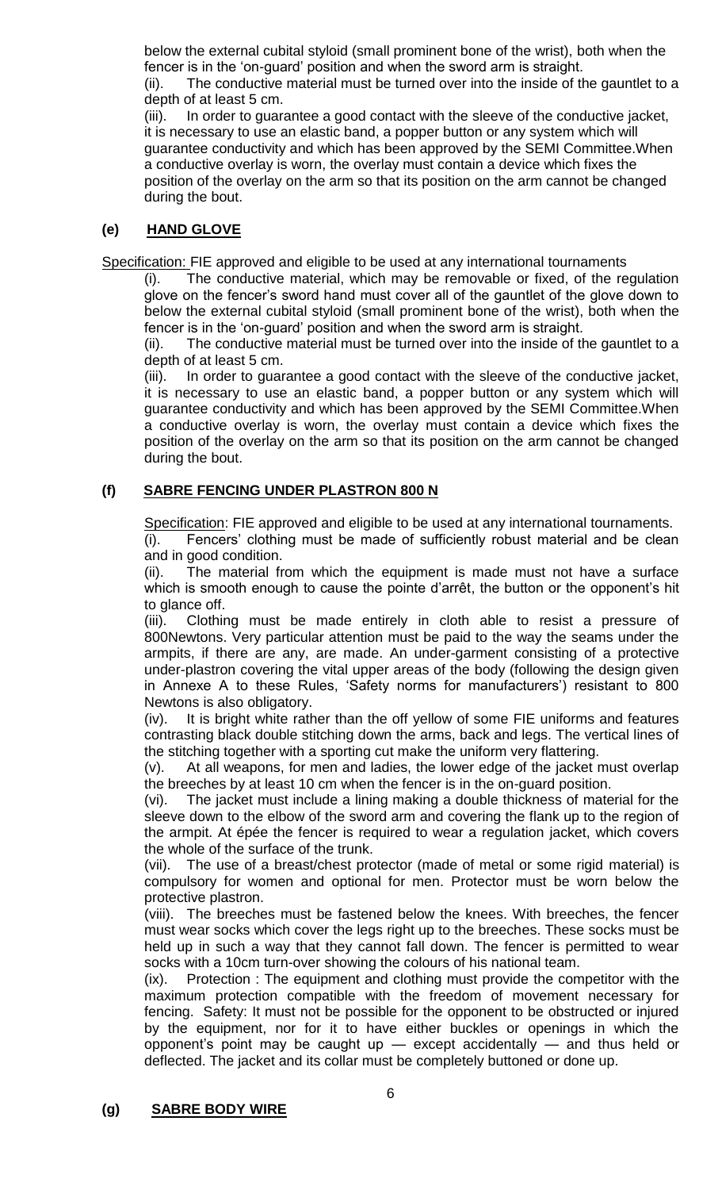below the external cubital styloid (small prominent bone of the wrist), both when the fencer is in the 'on-guard' position and when the sword arm is straight.

(ii). The conductive material must be turned over into the inside of the gauntlet to a depth of at least 5 cm.

(iii). In order to guarantee a good contact with the sleeve of the conductive jacket, it is necessary to use an elastic band, a popper button or any system which will guarantee conductivity and which has been approved by the SEMI Committee.When a conductive overlay is worn, the overlay must contain a device which fixes the position of the overlay on the arm so that its position on the arm cannot be changed during the bout.

### (e) HAND GLOVE

Specification: FIE approved and eligible to be used at any international tournaments

(i). The conductive material, which may be removable or fixed, of the regulation glove on the fencer's sword hand must cover all of the gauntlet of the glove down to below the external cubital styloid (small prominent bone of the wrist), both when the fencer is in the 'on-guard' position and when the sword arm is straight.

(ii). The conductive material must be turned over into the inside of the gauntlet to a depth of at least 5 cm.

(iii). In order to guarantee a good contact with the sleeve of the conductive jacket, it is necessary to use an elastic band, a popper button or any system which will guarantee conductivity and which has been approved by the SEMI Committee.When a conductive overlay is worn, the overlay must contain a device which fixes the position of the overlay on the arm so that its position on the arm cannot be changed during the bout.

### (f) SABRE FENCING UNDER PLASTRON 800 N

Specification: FIE approved and eligible to be used at any international tournaments.

(i). Fencers' clothing must be made of sufficiently robust material and be clean and in good condition.

(ii). The material from which the equipment is made must not have a surface which is smooth enough to cause the pointe d'arrêt, the button or the opponent's hit to glance off.

(iii). Clothing must be made entirely in cloth able to resist a pressure of 800Newtons. Very particular attention must be paid to the way the seams under the armpits, if there are any, are made. An under-garment consisting of a protective under-plastron covering the vital upper areas of the body (following the design given in Annexe A to these Rules, 'Safety norms for manufacturers') resistant to 800 Newtons is also obligatory.

(iv). It is bright white rather than the off yellow of some FIE uniforms and features contrasting black double stitching down the arms, back and legs. The vertical lines of the stitching together with a sporting cut make the uniform very flattering.

(v). At all weapons, for men and ladies, the lower edge of the jacket must overlap the breeches by at least 10 cm when the fencer is in the on-guard position.

(vi). The jacket must include a lining making a double thickness of material for the sleeve down to the elbow of the sword arm and covering the flank up to the region of the armpit. At épée the fencer is required to wear a regulation jacket, which covers the whole of the surface of the trunk.

(vii). The use of a breast/chest protector (made of metal or some rigid material) is compulsory for women and optional for men. Protector must be worn below the protective plastron.

(viii). The breeches must be fastened below the knees. With breeches, the fencer must wear socks which cover the legs right up to the breeches. These socks must be held up in such a way that they cannot fall down. The fencer is permitted to wear socks with a 10cm turn-over showing the colours of his national team.

(ix). Protection : The equipment and clothing must provide the competitor with the maximum protection compatible with the freedom of movement necessary for fencing. Safety: It must not be possible for the opponent to be obstructed or injured by the equipment, nor for it to have either buckles or openings in which the opponent's point may be caught up — except accidentally — and thus held or deflected. The jacket and its collar must be completely buttoned or done up.

### (g) SABRE BODY WIRE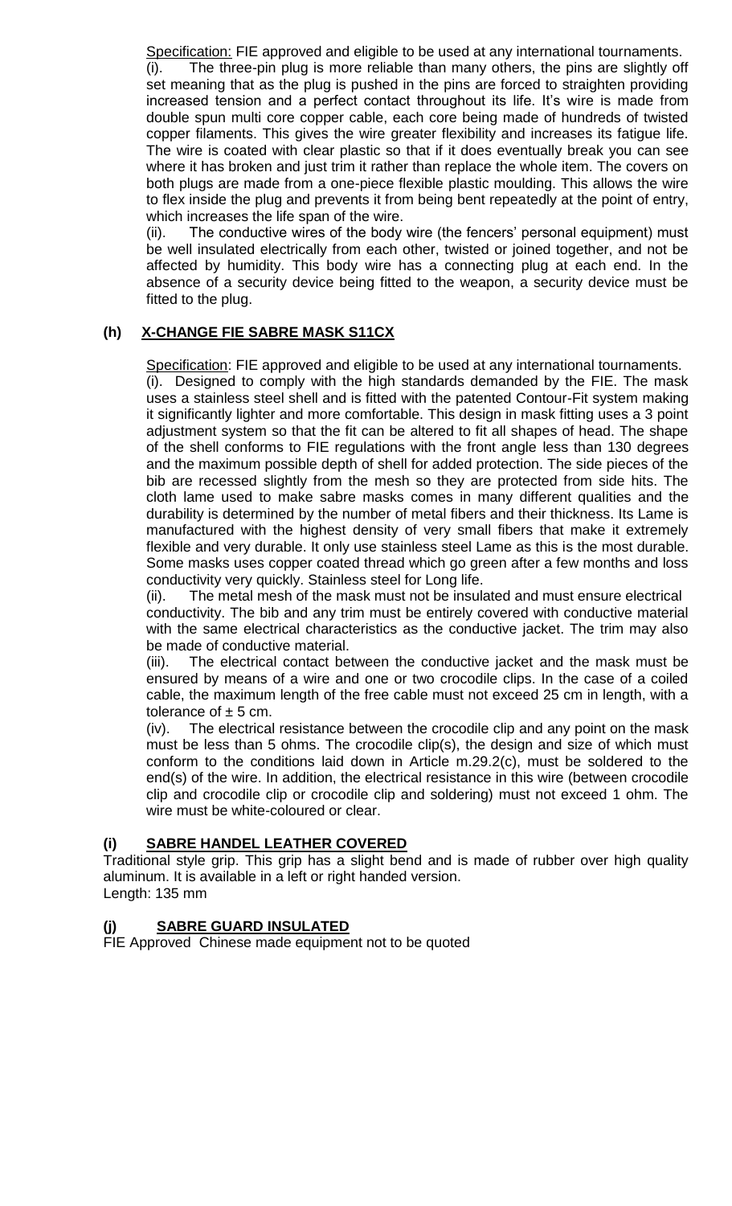<u>Specification:</u> FIE approved and eligible to be used at any international tournaments.

(i). The three-pin plug is more reliable than many others, the pins are slightly off set meaning that as the plug is pushed in the pins are forced to straighten providing increased tension and a perfect contact throughout its life. It's wire is made from double spun multi core copper cable, each core being made of hundreds of twisted copper filaments. This gives the wire greater flexibility and increases its fatigue life. The wire is coated with clear plastic so that if it does eventually break you can see where it has broken and just trim it rather than replace the whole item. The covers on both plugs are made from a one-piece flexible plastic moulding. This allows the wire to flex inside the plug and prevents it from being bent repeatedly at the point of entry, which increases the life span of the wire.

(ii). The conductive wires of the body wire (the fencers' personal equipment) must be well insulated electrically from each other, twisted or joined together, and not be affected by humidity. This body wire has a connecting plug at each end. In the absence of a security device being fitted to the weapon, a security device must be fitted to the plug.

### (h) <u>X-CHANGE FIE SABRE MASK S11CX</u>

<u>Specification</u>: FIE approved and eligible to be used at any international tournaments.

(i). Designed to comply with the high standards demanded by the FIE. The mask uses a stainless steel shell and is fitted with the patented Contour-Fit system making it significantly lighter and more comfortable. This design in mask fitting uses a 3 point adjustment system so that the fit can be altered to fit all shapes of head. The shape of the shell conforms to FIE regulations with the front angle less than 130 degrees and the maximum possible depth of shell for added protection. The side pieces of the bib are recessed slightly from the mesh so they are protected from side hits. The cloth lame used to make sabre masks comes in many different qualities and the durability is determined by the number of metal fibers and their thickness. Its Lame is manufactured with the highest density of very small fibers that make it extremely flexible and very durable. It only use stainless steel Lame as this is the most durable. Some masks uses copper coated thread which go green after a few months and loss conductivity very quickly. Stainless steel for Long life.

(ii). The metal mesh of the mask must not be insulated and must ensure electrical conductivity. The bib and any trim must be entirely covered with conductive material with the same electrical characteristics as the conductive jacket. The trim may also be made of conductive material.

(iii). The electrical contact between the conductive jacket and the mask must be ensured by means of a wire and one or two crocodile clips. In the case of a coiled cable, the maximum length of the free cable must not exceed 25 cm in length, with a tolerance of ± 5 cm.

(iv). The electrical resistance between the crocodile clip and any point on the mask must be less than 5 ohms. The crocodile clip(s), the design and size of which must conform to the conditions laid down in Article m.29.2(c), must be soldered to the end(s) of the wire. In addition, the electrical resistance in this wire (between crocodile clip and crocodile clip or crocodile clip and soldering) must not exceed 1 ohm. The wire must be white-coloured or clear.

### (i) <u>SABRE HANDEL LEATHER COVERED</u>

Traditional style grip. This grip has a slight bend and is made of rubber over high quality aluminum. It is available in a left or right handed version.
Length: 135 mm

### (j) <u>SABRE GUARD INSULATED</u>

FIE Approved Chinese made equipment not to be quoted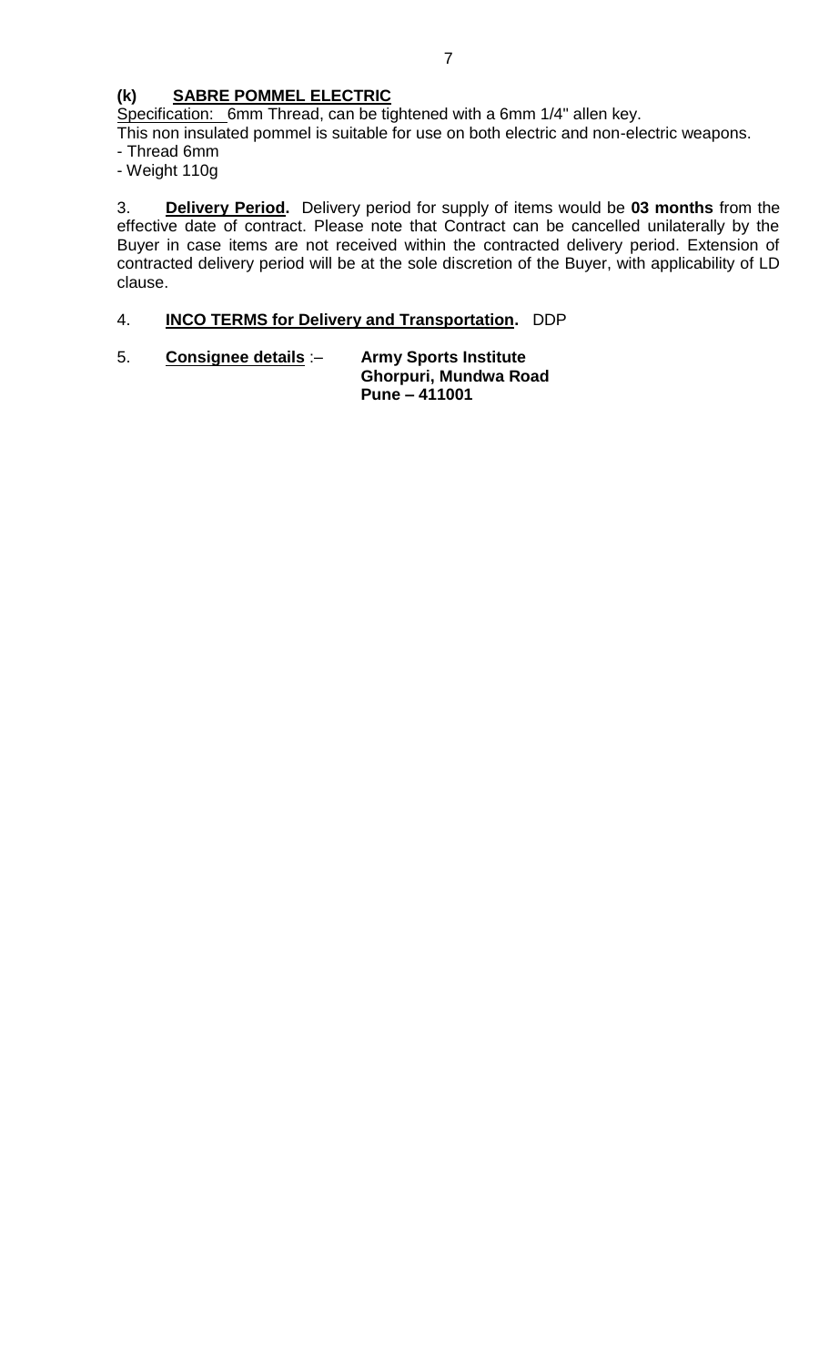**(k) SABRE POMMEL ELECTRIC**

Specification: 6mm Thread, can be tightened with a 6mm 1/4" allen key.
This non insulated pommel is suitable for use on both electric and non-electric weapons.
- Thread 6mm
- Weight 110g

3. **Delivery Period.** Delivery period for supply of items would be **03 months** from the effective date of contract. Please note that Contract can be cancelled unilaterally by the Buyer in case items are not received within the contracted delivery period. Extension of contracted delivery period will be at the sole discretion of the Buyer, with applicability of LD clause.

4. **INCO TERMS for Delivery and Transportation.** DDP

5. **Consignee details** :– **Army Sports Institute**
**Ghorpuri, Mundwa Road**
**Pune – 411001**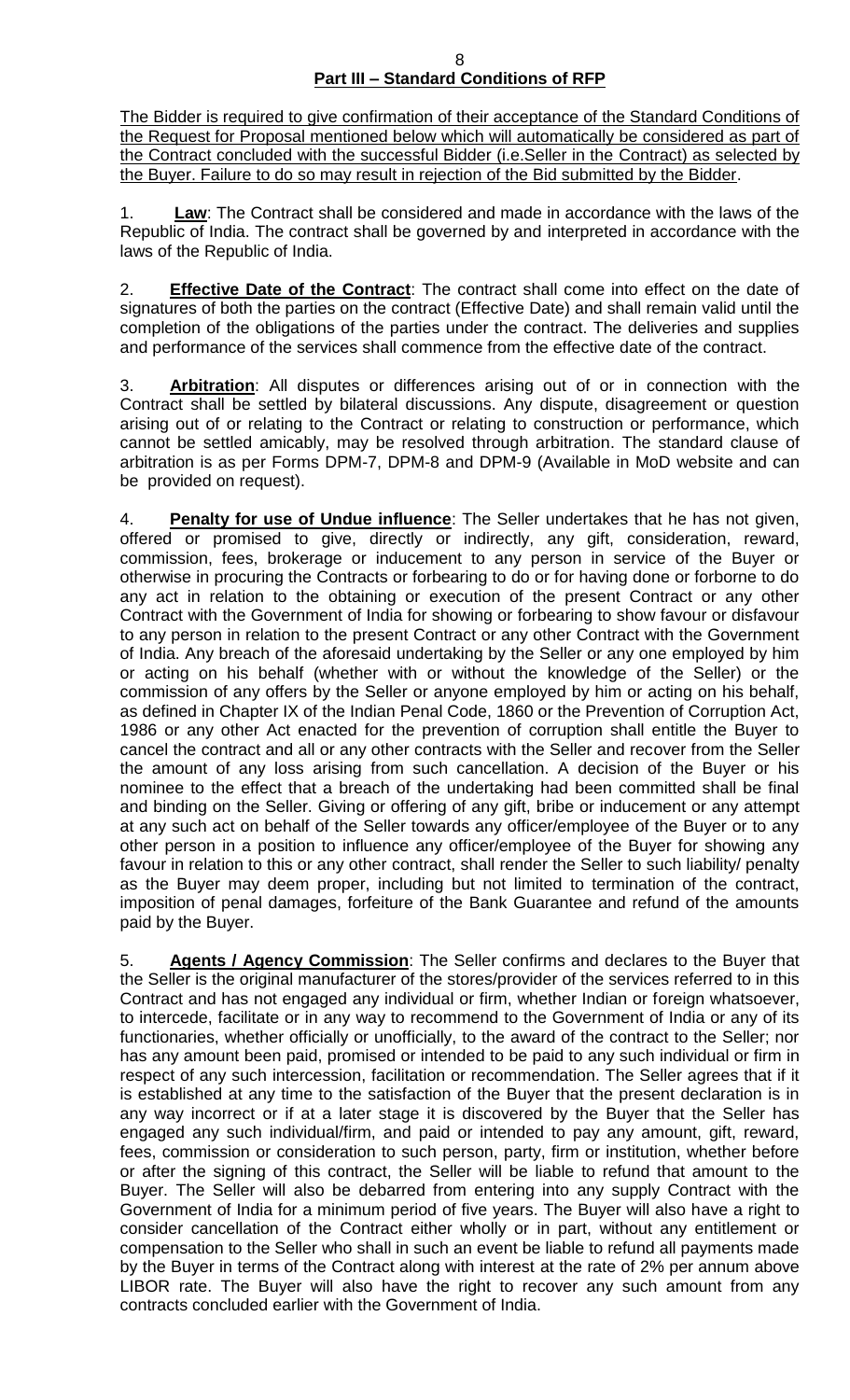## Part III – Standard Conditions of RFP

The Bidder is required to give confirmation of their acceptance of the Standard Conditions of the Request for Proposal mentioned below which will automatically be considered as part of the Contract concluded with the successful Bidder (i.e.Seller in the Contract) as selected by the Buyer. Failure to do so may result in rejection of the Bid submitted by the Bidder.

1. **Law**: The Contract shall be considered and made in accordance with the laws of the Republic of India. The contract shall be governed by and interpreted in accordance with the laws of the Republic of India.

2. **Effective Date of the Contract**: The contract shall come into effect on the date of signatures of both the parties on the contract (Effective Date) and shall remain valid until the completion of the obligations of the parties under the contract. The deliveries and supplies and performance of the services shall commence from the effective date of the contract.

3. **Arbitration**: All disputes or differences arising out of or in connection with the Contract shall be settled by bilateral discussions. Any dispute, disagreement or question arising out of or relating to the Contract or relating to construction or performance, which cannot be settled amicably, may be resolved through arbitration. The standard clause of arbitration is as per Forms DPM-7, DPM-8 and DPM-9 (Available in MoD website and can be provided on request).

4. **Penalty for use of Undue influence**: The Seller undertakes that he has not given, offered or promised to give, directly or indirectly, any gift, consideration, reward, commission, fees, brokerage or inducement to any person in service of the Buyer or otherwise in procuring the Contracts or forbearing to do or for having done or forborne to do any act in relation to the obtaining or execution of the present Contract or any other Contract with the Government of India for showing or forbearing to show favour or disfavour to any person in relation to the present Contract or any other Contract with the Government of India. Any breach of the aforesaid undertaking by the Seller or any one employed by him or acting on his behalf (whether with or without the knowledge of the Seller) or the commission of any offers by the Seller or anyone employed by him or acting on his behalf, as defined in Chapter IX of the Indian Penal Code, 1860 or the Prevention of Corruption Act, 1986 or any other Act enacted for the prevention of corruption shall entitle the Buyer to cancel the contract and all or any other contracts with the Seller and recover from the Seller the amount of any loss arising from such cancellation. A decision of the Buyer or his nominee to the effect that a breach of the undertaking had been committed shall be final and binding on the Seller. Giving or offering of any gift, bribe or inducement or any attempt at any such act on behalf of the Seller towards any officer/employee of the Buyer or to any other person in a position to influence any officer/employee of the Buyer for showing any favour in relation to this or any other contract, shall render the Seller to such liability/ penalty as the Buyer may deem proper, including but not limited to termination of the contract, imposition of penal damages, forfeiture of the Bank Guarantee and refund of the amounts paid by the Buyer.

5. **Agents / Agency Commission**: The Seller confirms and declares to the Buyer that the Seller is the original manufacturer of the stores/provider of the services referred to in this Contract and has not engaged any individual or firm, whether Indian or foreign whatsoever, to intercede, facilitate or in any way to recommend to the Government of India or any of its functionaries, whether officially or unofficially, to the award of the contract to the Seller; nor has any amount been paid, promised or intended to be paid to any such individual or firm in respect of any such intercession, facilitation or recommendation. The Seller agrees that if it is established at any time to the satisfaction of the Buyer that the present declaration is in any way incorrect or if at a later stage it is discovered by the Buyer that the Seller has engaged any such individual/firm, and paid or intended to pay any amount, gift, reward, fees, commission or consideration to such person, party, firm or institution, whether before or after the signing of this contract, the Seller will be liable to refund that amount to the Buyer. The Seller will also be debarred from entering into any supply Contract with the Government of India for a minimum period of five years. The Buyer will also have a right to consider cancellation of the Contract either wholly or in part, without any entitlement or compensation to the Seller who shall in such an event be liable to refund all payments made by the Buyer in terms of the Contract along with interest at the rate of 2% per annum above LIBOR rate. The Buyer will also have the right to recover any such amount from any contracts concluded earlier with the Government of India.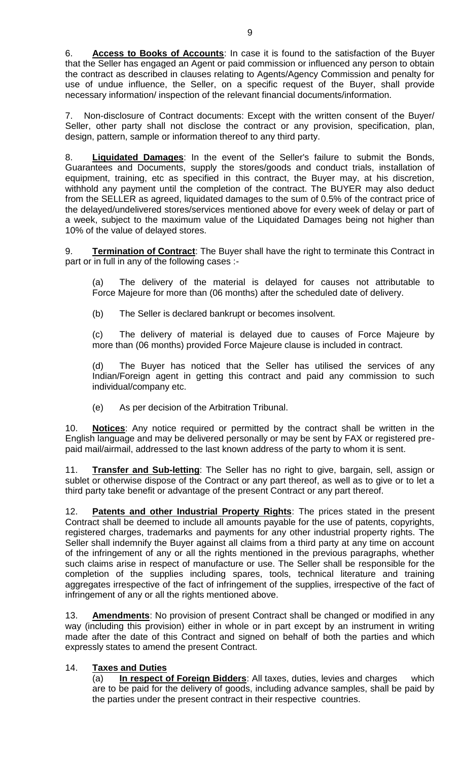6. **Access to Books of Accounts**: In case it is found to the satisfaction of the Buyer that the Seller has engaged an Agent or paid commission or influenced any person to obtain the contract as described in clauses relating to Agents/Agency Commission and penalty for use of undue influence, the Seller, on a specific request of the Buyer, shall provide necessary information/ inspection of the relevant financial documents/information.

7. Non-disclosure of Contract documents: Except with the written consent of the Buyer/ Seller, other party shall not disclose the contract or any provision, specification, plan, design, pattern, sample or information thereof to any third party.

8. **Liquidated Damages**: In the event of the Seller's failure to submit the Bonds, Guarantees and Documents, supply the stores/goods and conduct trials, installation of equipment, training, etc as specified in this contract, the Buyer may, at his discretion, withhold any payment until the completion of the contract. The BUYER may also deduct from the SELLER as agreed, liquidated damages to the sum of 0.5% of the contract price of the delayed/undelivered stores/services mentioned above for every week of delay or part of a week, subject to the maximum value of the Liquidated Damages being not higher than 10% of the value of delayed stores.

9. **Termination of Contract**: The Buyer shall have the right to terminate this Contract in part or in full in any of the following cases :-

(a) The delivery of the material is delayed for causes not attributable to Force Majeure for more than (06 months) after the scheduled date of delivery.

(b) The Seller is declared bankrupt or becomes insolvent.

(c) The delivery of material is delayed due to causes of Force Majeure by more than (06 months) provided Force Majeure clause is included in contract.

(d) The Buyer has noticed that the Seller has utilised the services of any Indian/Foreign agent in getting this contract and paid any commission to such individual/company etc.

(e) As per decision of the Arbitration Tribunal.

10. **Notices**: Any notice required or permitted by the contract shall be written in the English language and may be delivered personally or may be sent by FAX or registered pre-paid mail/airmail, addressed to the last known address of the party to whom it is sent.

11. **Transfer and Sub-letting**: The Seller has no right to give, bargain, sell, assign or sublet or otherwise dispose of the Contract or any part thereof, as well as to give or to let a third party take benefit or advantage of the present Contract or any part thereof.

12. **Patents and other Industrial Property Rights**: The prices stated in the present Contract shall be deemed to include all amounts payable for the use of patents, copyrights, registered charges, trademarks and payments for any other industrial property rights. The Seller shall indemnify the Buyer against all claims from a third party at any time on account of the infringement of any or all the rights mentioned in the previous paragraphs, whether such claims arise in respect of manufacture or use. The Seller shall be responsible for the completion of the supplies including spares, tools, technical literature and training aggregates irrespective of the fact of infringement of the supplies, irrespective of the fact of infringement of any or all the rights mentioned above.

13. **Amendments**: No provision of present Contract shall be changed or modified in any way (including this provision) either in whole or in part except by an instrument in writing made after the date of this Contract and signed on behalf of both the parties and which expressly states to amend the present Contract.

14. **Taxes and Duties**

(a) **In respect of Foreign Bidders**: All taxes, duties, levies and charges which are to be paid for the delivery of goods, including advance samples, shall be paid by the parties under the present contract in their respective countries.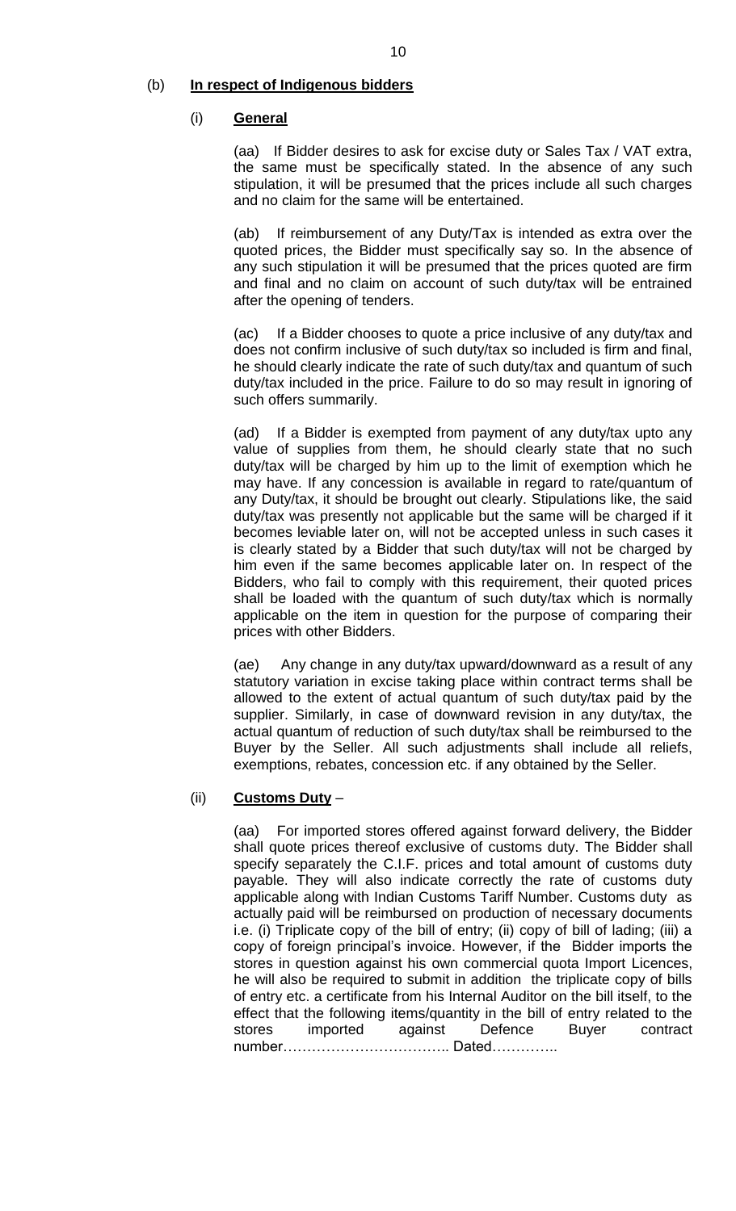(b) **In respect of Indigenous bidders**

(i) **General**

(aa) If Bidder desires to ask for excise duty or Sales Tax / VAT extra, the same must be specifically stated. In the absence of any such stipulation, it will be presumed that the prices include all such charges and no claim for the same will be entertained.

(ab) If reimbursement of any Duty/Tax is intended as extra over the quoted prices, the Bidder must specifically say so. In the absence of any such stipulation it will be presumed that the prices quoted are firm and final and no claim on account of such duty/tax will be entrained after the opening of tenders.

(ac) If a Bidder chooses to quote a price inclusive of any duty/tax and does not confirm inclusive of such duty/tax so included is firm and final, he should clearly indicate the rate of such duty/tax and quantum of such duty/tax included in the price. Failure to do so may result in ignoring of such offers summarily.

(ad) If a Bidder is exempted from payment of any duty/tax upto any value of supplies from them, he should clearly state that no such duty/tax will be charged by him up to the limit of exemption which he may have. If any concession is available in regard to rate/quantum of any Duty/tax, it should be brought out clearly. Stipulations like, the said duty/tax was presently not applicable but the same will be charged if it becomes leviable later on, will not be accepted unless in such cases it is clearly stated by a Bidder that such duty/tax will not be charged by him even if the same becomes applicable later on. In respect of the Bidders, who fail to comply with this requirement, their quoted prices shall be loaded with the quantum of such duty/tax which is normally applicable on the item in question for the purpose of comparing their prices with other Bidders.

(ae) Any change in any duty/tax upward/downward as a result of any statutory variation in excise taking place within contract terms shall be allowed to the extent of actual quantum of such duty/tax paid by the supplier. Similarly, in case of downward revision in any duty/tax, the actual quantum of reduction of such duty/tax shall be reimbursed to the Buyer by the Seller. All such adjustments shall include all reliefs, exemptions, rebates, concession etc. if any obtained by the Seller.

(ii) **Customs Duty** –

(aa) For imported stores offered against forward delivery, the Bidder shall quote prices thereof exclusive of customs duty. The Bidder shall specify separately the C.I.F. prices and total amount of customs duty payable. They will also indicate correctly the rate of customs duty applicable along with Indian Customs Tariff Number. Customs duty as actually paid will be reimbursed on production of necessary documents i.e. (i) Triplicate copy of the bill of entry; (ii) copy of bill of lading; (iii) a copy of foreign principal's invoice. However, if the Bidder imports the stores in question against his own commercial quota Import Licences, he will also be required to submit in addition the triplicate copy of bills of entry etc. a certificate from his Internal Auditor on the bill itself, to the effect that the following items/quantity in the bill of entry related to the stores imported against Defence Buyer contract number…………………………….. Dated…………..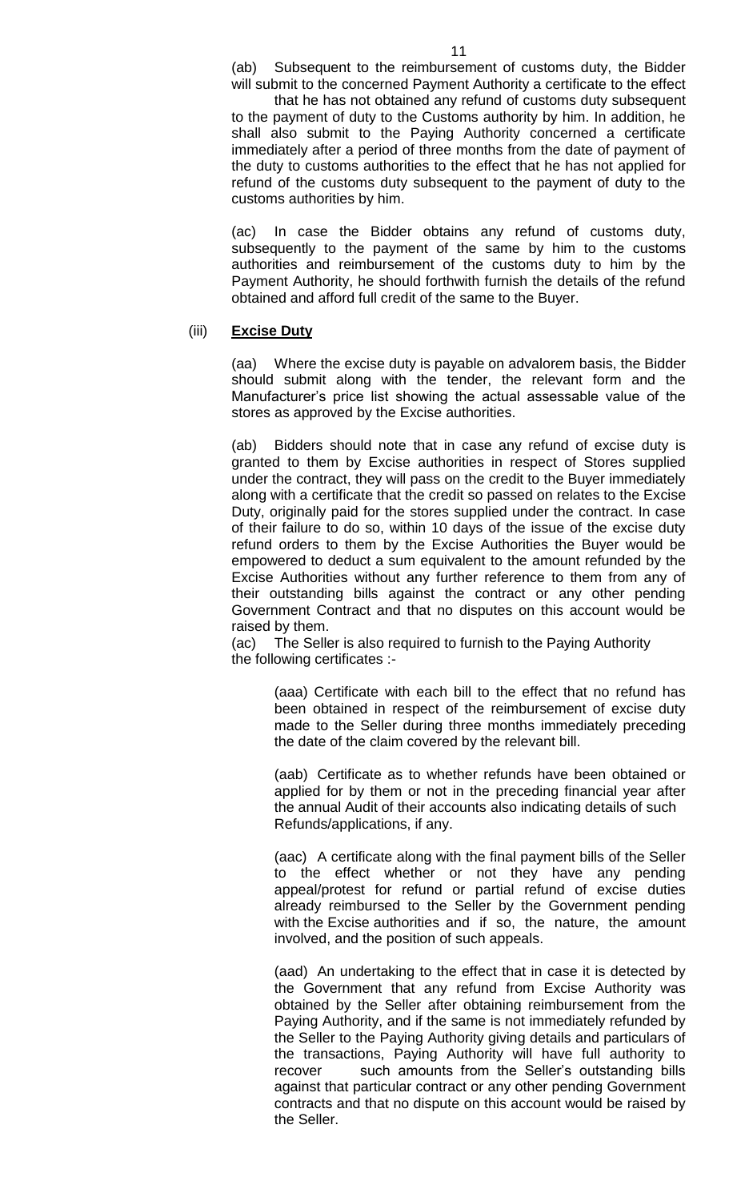(ab) Subsequent to the reimbursement of customs duty, the Bidder will submit to the concerned Payment Authority a certificate to the effect that he has not obtained any refund of customs duty subsequent to the payment of duty to the Customs authority by him. In addition, he shall also submit to the Paying Authority concerned a certificate immediately after a period of three months from the date of payment of the duty to customs authorities to the effect that he has not applied for refund of the customs duty subsequent to the payment of duty to the customs authorities by him.

(ac) In case the Bidder obtains any refund of customs duty, subsequently to the payment of the same by him to the customs authorities and reimbursement of the customs duty to him by the Payment Authority, he should forthwith furnish the details of the refund obtained and afford full credit of the same to the Buyer.

(iii) **Excise Duty**

(aa) Where the excise duty is payable on advalorem basis, the Bidder should submit along with the tender, the relevant form and the Manufacturer's price list showing the actual assessable value of the stores as approved by the Excise authorities.

(ab) Bidders should note that in case any refund of excise duty is granted to them by Excise authorities in respect of Stores supplied under the contract, they will pass on the credit to the Buyer immediately along with a certificate that the credit so passed on relates to the Excise Duty, originally paid for the stores supplied under the contract. In case of their failure to do so, within 10 days of the issue of the excise duty refund orders to them by the Excise Authorities the Buyer would be empowered to deduct a sum equivalent to the amount refunded by the Excise Authorities without any further reference to them from any of their outstanding bills against the contract or any other pending Government Contract and that no disputes on this account would be raised by them.

(ac) The Seller is also required to furnish to the Paying Authority the following certificates :-

(aaa) Certificate with each bill to the effect that no refund has been obtained in respect of the reimbursement of excise duty made to the Seller during three months immediately preceding the date of the claim covered by the relevant bill.

(aab) Certificate as to whether refunds have been obtained or applied for by them or not in the preceding financial year after the annual Audit of their accounts also indicating details of such Refunds/applications, if any.

(aac) A certificate along with the final payment bills of the Seller to the effect whether or not they have any pending appeal/protest for refund or partial refund of excise duties already reimbursed to the Seller by the Government pending with the Excise authorities and if so, the nature, the amount involved, and the position of such appeals.

(aad) An undertaking to the effect that in case it is detected by the Government that any refund from Excise Authority was obtained by the Seller after obtaining reimbursement from the Paying Authority, and if the same is not immediately refunded by the Seller to the Paying Authority giving details and particulars of the transactions, Paying Authority will have full authority to recover such amounts from the Seller's outstanding bills against that particular contract or any other pending Government contracts and that no dispute on this account would be raised by the Seller.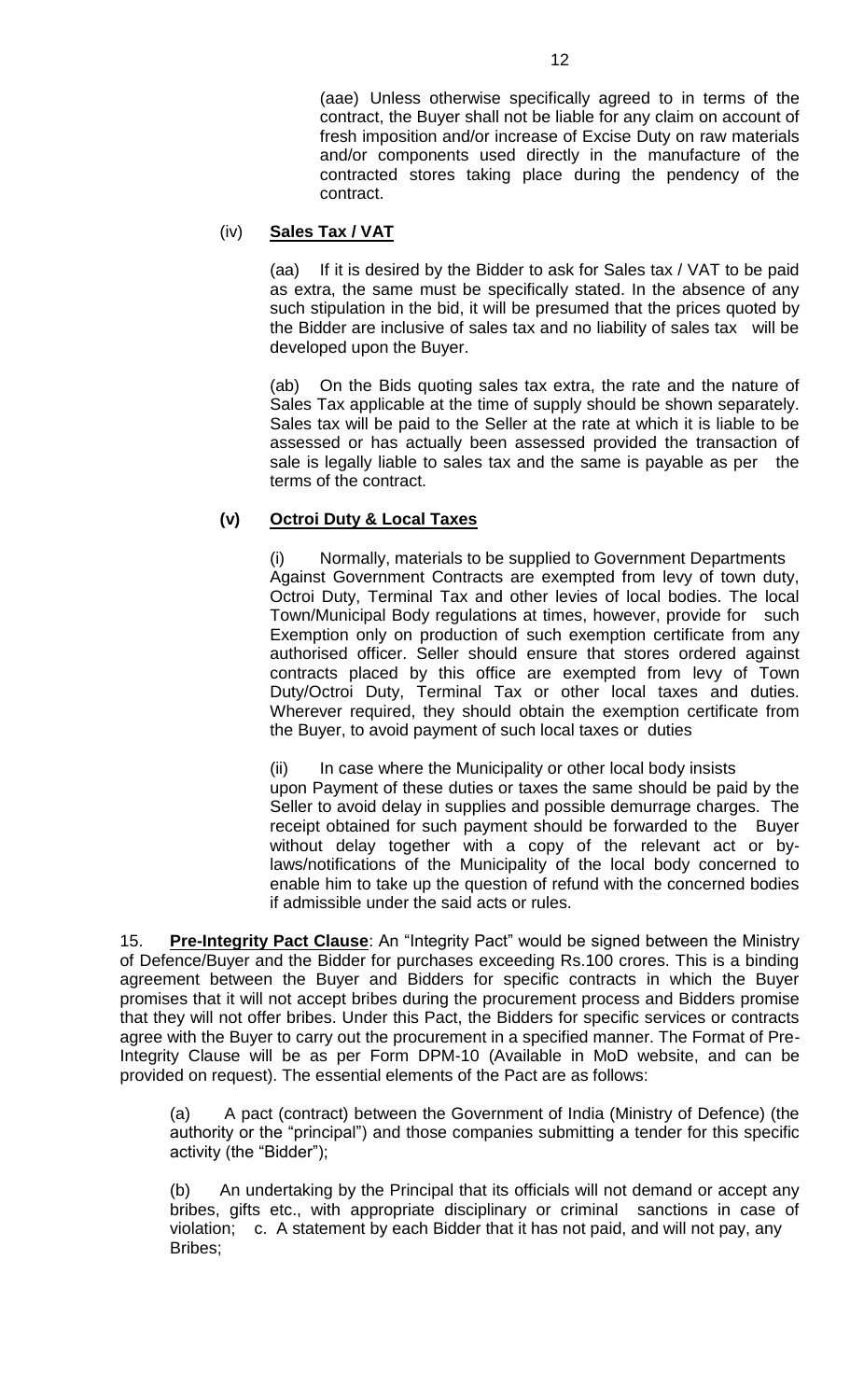(aae) Unless otherwise specifically agreed to in terms of the contract, the Buyer shall not be liable for any claim on account of fresh imposition and/or increase of Excise Duty on raw materials and/or components used directly in the manufacture of the contracted stores taking place during the pendency of the contract.

(iv) **Sales Tax / VAT**

(aa) If it is desired by the Bidder to ask for Sales tax / VAT to be paid as extra, the same must be specifically stated. In the absence of any such stipulation in the bid, it will be presumed that the prices quoted by the Bidder are inclusive of sales tax and no liability of sales tax will be developed upon the Buyer.

(ab) On the Bids quoting sales tax extra, the rate and the nature of Sales Tax applicable at the time of supply should be shown separately. Sales tax will be paid to the Seller at the rate at which it is liable to be assessed or has actually been assessed provided the transaction of sale is legally liable to sales tax and the same is payable as per the terms of the contract.

**(v) Octroi Duty & Local Taxes**

(i) Normally, materials to be supplied to Government Departments Against Government Contracts are exempted from levy of town duty, Octroi Duty, Terminal Tax and other levies of local bodies. The local Town/Municipal Body regulations at times, however, provide for such Exemption only on production of such exemption certificate from any authorised officer. Seller should ensure that stores ordered against contracts placed by this office are exempted from levy of Town Duty/Octroi Duty, Terminal Tax or other local taxes and duties. Wherever required, they should obtain the exemption certificate from the Buyer, to avoid payment of such local taxes or duties

(ii) In case where the Municipality or other local body insists upon Payment of these duties or taxes the same should be paid by the Seller to avoid delay in supplies and possible demurrage charges. The receipt obtained for such payment should be forwarded to the Buyer without delay together with a copy of the relevant act or by-laws/notifications of the Municipality of the local body concerned to enable him to take up the question of refund with the concerned bodies if admissible under the said acts or rules.

15. **Pre-Integrity Pact Clause**: An "Integrity Pact" would be signed between the Ministry of Defence/Buyer and the Bidder for purchases exceeding Rs.100 crores. This is a binding agreement between the Buyer and Bidders for specific contracts in which the Buyer promises that it will not accept bribes during the procurement process and Bidders promise that they will not offer bribes. Under this Pact, the Bidders for specific services or contracts agree with the Buyer to carry out the procurement in a specified manner. The Format of Pre-Integrity Clause will be as per Form DPM-10 (Available in MoD website, and can be provided on request). The essential elements of the Pact are as follows:

(a) A pact (contract) between the Government of India (Ministry of Defence) (the authority or the "principal") and those companies submitting a tender for this specific activity (the "Bidder");

(b) An undertaking by the Principal that its officials will not demand or accept any bribes, gifts etc., with appropriate disciplinary or criminal sanctions in case of violation; c. A statement by each Bidder that it has not paid, and will not pay, any Bribes;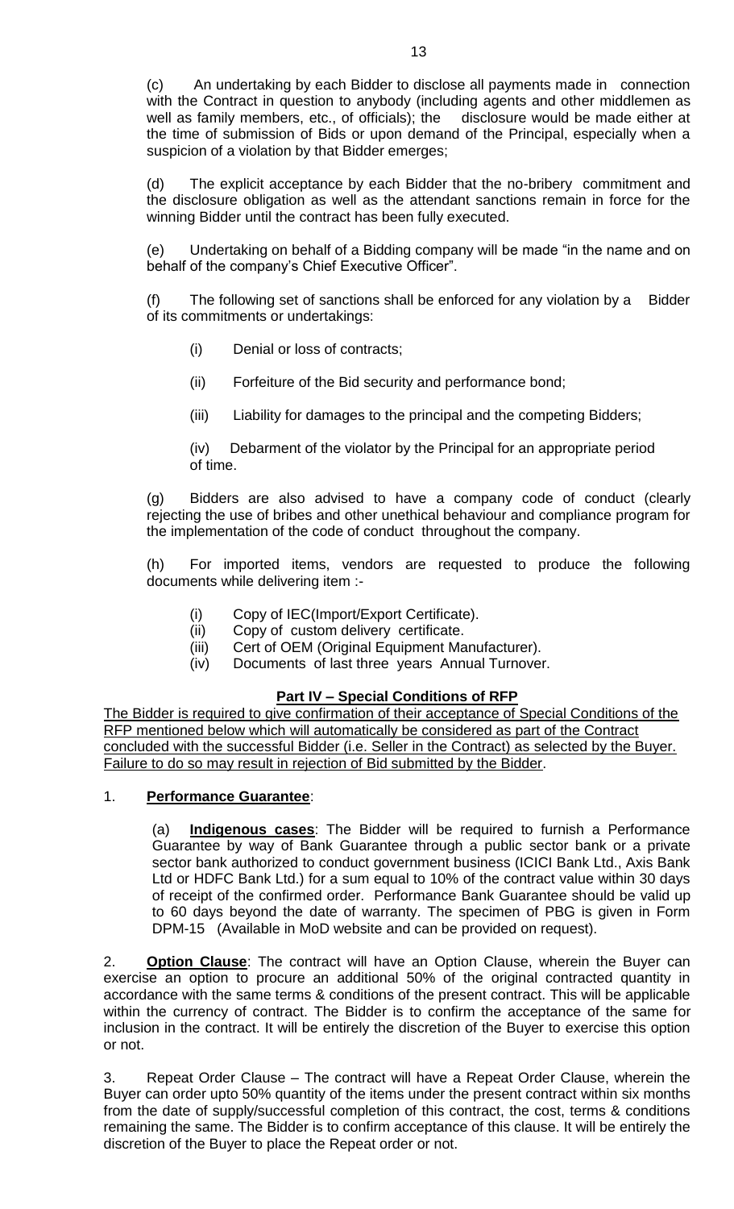(c) An undertaking by each Bidder to disclose all payments made in connection with the Contract in question to anybody (including agents and other middlemen as well as family members, etc., of officials); the disclosure would be made either at the time of submission of Bids or upon demand of the Principal, especially when a suspicion of a violation by that Bidder emerges;

(d) The explicit acceptance by each Bidder that the no-bribery commitment and the disclosure obligation as well as the attendant sanctions remain in force for the winning Bidder until the contract has been fully executed.

(e) Undertaking on behalf of a Bidding company will be made "in the name and on behalf of the company's Chief Executive Officer".

(f) The following set of sanctions shall be enforced for any violation by a Bidder of its commitments or undertakings:

(i) Denial or loss of contracts;

(ii) Forfeiture of the Bid security and performance bond;

(iii) Liability for damages to the principal and the competing Bidders;

(iv) Debarment of the violator by the Principal for an appropriate period of time.

(g) Bidders are also advised to have a company code of conduct (clearly rejecting the use of bribes and other unethical behaviour and compliance program for the implementation of the code of conduct throughout the company.

(h) For imported items, vendors are requested to produce the following documents while delivering item :-

(i) Copy of IEC(Import/Export Certificate).
(ii) Copy of custom delivery certificate.
(iii) Cert of OEM (Original Equipment Manufacturer).
(iv) Documents of last three years Annual Turnover.

## Part IV – Special Conditions of RFP

The Bidder is required to give confirmation of their acceptance of Special Conditions of the RFP mentioned below which will automatically be considered as part of the Contract concluded with the successful Bidder (i.e. Seller in the Contract) as selected by the Buyer. Failure to do so may result in rejection of Bid submitted by the Bidder.

1. **Performance Guarantee**:

(a) **Indigenous cases**: The Bidder will be required to furnish a Performance Guarantee by way of Bank Guarantee through a public sector bank or a private sector bank authorized to conduct government business (ICICI Bank Ltd., Axis Bank Ltd or HDFC Bank Ltd.) for a sum equal to 10% of the contract value within 30 days of receipt of the confirmed order. Performance Bank Guarantee should be valid up to 60 days beyond the date of warranty. The specimen of PBG is given in Form DPM-15 (Available in MoD website and can be provided on request).

2. **Option Clause**: The contract will have an Option Clause, wherein the Buyer can exercise an option to procure an additional 50% of the original contracted quantity in accordance with the same terms & conditions of the present contract. This will be applicable within the currency of contract. The Bidder is to confirm the acceptance of the same for inclusion in the contract. It will be entirely the discretion of the Buyer to exercise this option or not.

3. Repeat Order Clause – The contract will have a Repeat Order Clause, wherein the Buyer can order upto 50% quantity of the items under the present contract within six months from the date of supply/successful completion of this contract, the cost, terms & conditions remaining the same. The Bidder is to confirm acceptance of this clause. It will be entirely the discretion of the Buyer to place the Repeat order or not.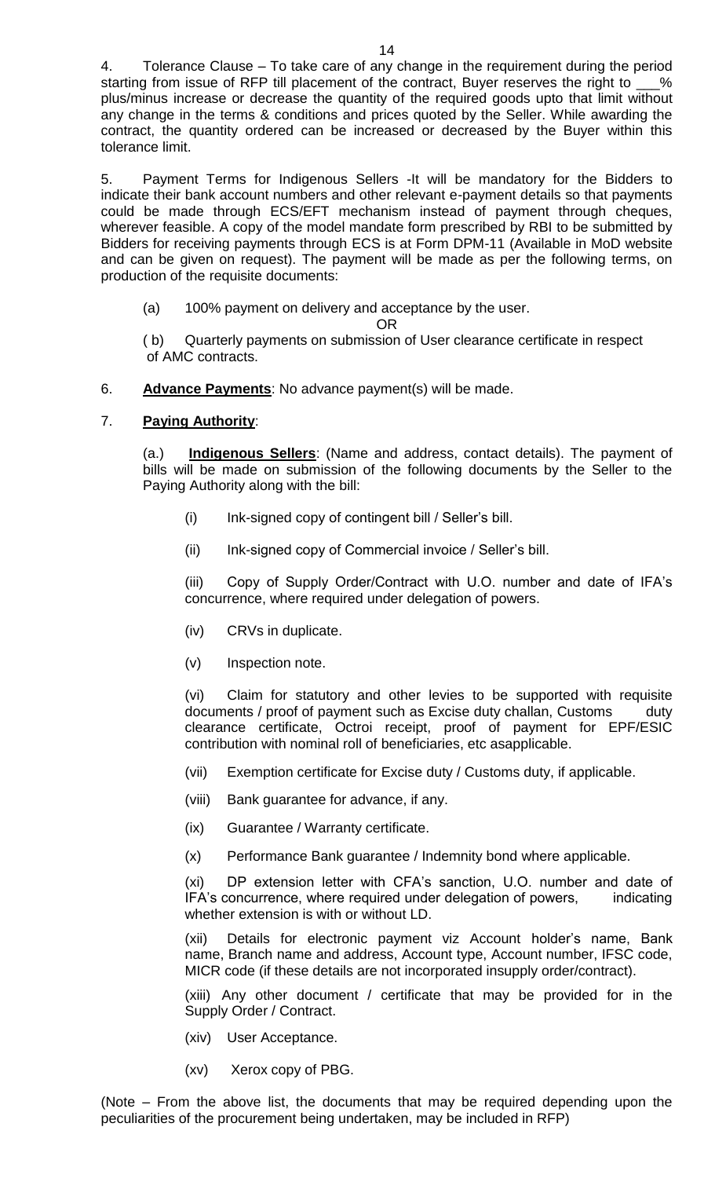4. Tolerance Clause – To take care of any change in the requirement during the period starting from issue of RFP till placement of the contract, Buyer reserves the right to ___% plus/minus increase or decrease the quantity of the required goods upto that limit without any change in the terms & conditions and prices quoted by the Seller. While awarding the contract, the quantity ordered can be increased or decreased by the Buyer within this tolerance limit.

5. Payment Terms for Indigenous Sellers -It will be mandatory for the Bidders to indicate their bank account numbers and other relevant e-payment details so that payments could be made through ECS/EFT mechanism instead of payment through cheques, wherever feasible. A copy of the model mandate form prescribed by RBI to be submitted by Bidders for receiving payments through ECS is at Form DPM-11 (Available in MoD website and can be given on request). The payment will be made as per the following terms, on production of the requisite documents:

(a) 100% payment on delivery and acceptance by the user.

OR

( b) Quarterly payments on submission of User clearance certificate in respect of AMC contracts.

6. **Advance Payments**: No advance payment(s) will be made.

7. **Paying Authority**:

(a.) **Indigenous Sellers**: (Name and address, contact details). The payment of bills will be made on submission of the following documents by the Seller to the Paying Authority along with the bill:

(i) Ink-signed copy of contingent bill / Seller's bill.

(ii) Ink-signed copy of Commercial invoice / Seller's bill.

(iii) Copy of Supply Order/Contract with U.O. number and date of IFA's concurrence, where required under delegation of powers.

(iv) CRVs in duplicate.

(v) Inspection note.

(vi) Claim for statutory and other levies to be supported with requisite documents / proof of payment such as Excise duty challan, Customs duty clearance certificate, Octroi receipt, proof of payment for EPF/ESIC contribution with nominal roll of beneficiaries, etc asapplicable.

(vii) Exemption certificate for Excise duty / Customs duty, if applicable.

(viii) Bank guarantee for advance, if any.

(ix) Guarantee / Warranty certificate.

(x) Performance Bank guarantee / Indemnity bond where applicable.

(xi) DP extension letter with CFA's sanction, U.O. number and date of IFA's concurrence, where required under delegation of powers, indicating whether extension is with or without LD.

(xii) Details for electronic payment viz Account holder's name, Bank name, Branch name and address, Account type, Account number, IFSC code, MICR code (if these details are not incorporated insupply order/contract).

(xiii) Any other document / certificate that may be provided for in the Supply Order / Contract.

(xiv) User Acceptance.

(xv) Xerox copy of PBG.

(Note – From the above list, the documents that may be required depending upon the peculiarities of the procurement being undertaken, may be included in RFP)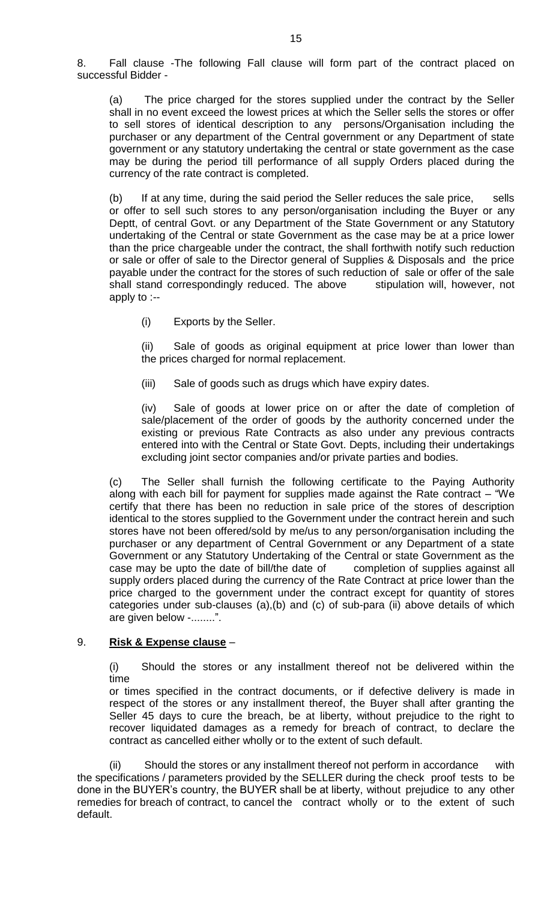8. Fall clause -The following Fall clause will form part of the contract placed on successful Bidder -

(a) The price charged for the stores supplied under the contract by the Seller shall in no event exceed the lowest prices at which the Seller sells the stores or offer to sell stores of identical description to any persons/Organisation including the purchaser or any department of the Central government or any Department of state government or any statutory undertaking the central or state government as the case may be during the period till performance of all supply Orders placed during the currency of the rate contract is completed.

(b) If at any time, during the said period the Seller reduces the sale price, sells or offer to sell such stores to any person/organisation including the Buyer or any Deptt, of central Govt. or any Department of the State Government or any Statutory undertaking of the Central or state Government as the case may be at a price lower than the price chargeable under the contract, the shall forthwith notify such reduction or sale or offer of sale to the Director general of Supplies & Disposals and the price payable under the contract for the stores of such reduction of sale or offer of the sale shall stand correspondingly reduced. The above stipulation will, however, not apply to :--

(i) Exports by the Seller.

(ii) Sale of goods as original equipment at price lower than lower than the prices charged for normal replacement.

(iii) Sale of goods such as drugs which have expiry dates.

(iv) Sale of goods at lower price on or after the date of completion of sale/placement of the order of goods by the authority concerned under the existing or previous Rate Contracts as also under any previous contracts entered into with the Central or State Govt. Depts, including their undertakings excluding joint sector companies and/or private parties and bodies.

(c) The Seller shall furnish the following certificate to the Paying Authority along with each bill for payment for supplies made against the Rate contract – "We certify that there has been no reduction in sale price of the stores of description identical to the stores supplied to the Government under the contract herein and such stores have not been offered/sold by me/us to any person/organisation including the purchaser or any department of Central Government or any Department of a state Government or any Statutory Undertaking of the Central or state Government as the case may be upto the date of bill/the date of completion of supplies against all supply orders placed during the currency of the Rate Contract at price lower than the price charged to the government under the contract except for quantity of stores categories under sub-clauses (a),(b) and (c) of sub-para (ii) above details of which are given below -........".

9. **Risk & Expense clause** –

(i) Should the stores or any installment thereof not be delivered within the time or times specified in the contract documents, or if defective delivery is made in respect of the stores or any installment thereof, the Buyer shall after granting the Seller 45 days to cure the breach, be at liberty, without prejudice to the right to recover liquidated damages as a remedy for breach of contract, to declare the contract as cancelled either wholly or to the extent of such default.

(ii) Should the stores or any installment thereof not perform in accordance with the specifications / parameters provided by the SELLER during the check proof tests to be done in the BUYER's country, the BUYER shall be at liberty, without prejudice to any other remedies for breach of contract, to cancel the contract wholly or to the extent of such default.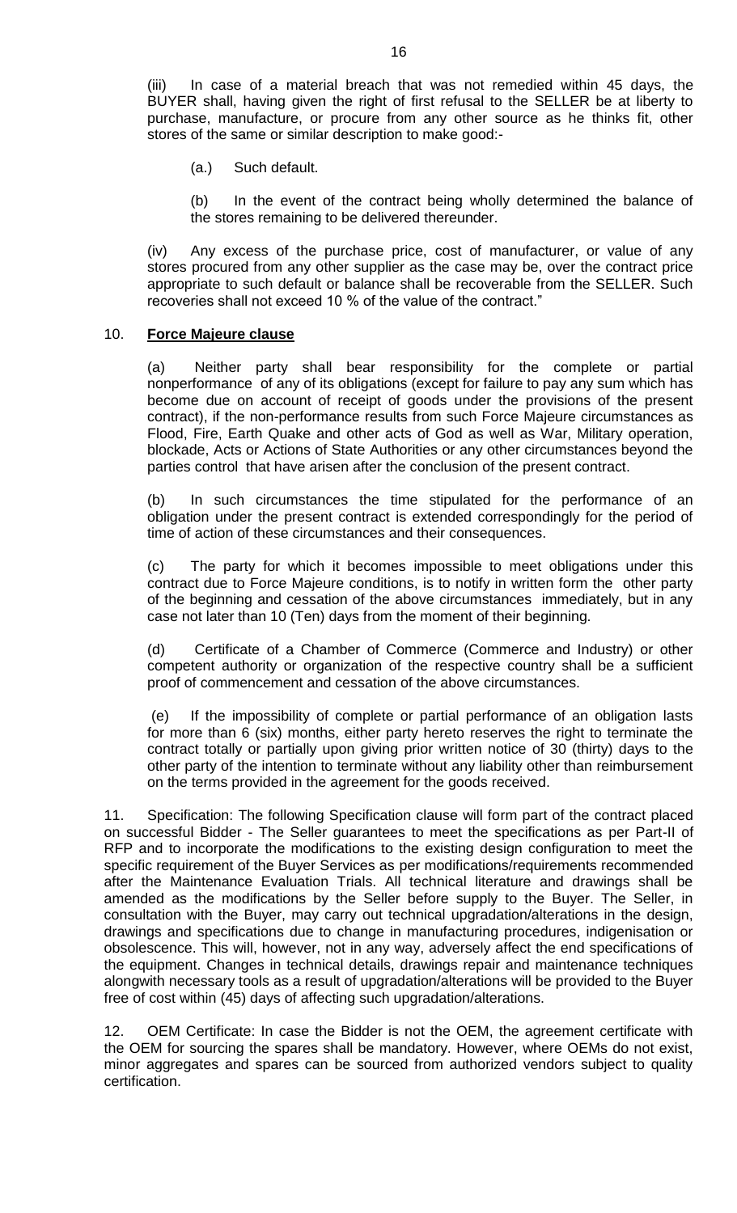(iii) In case of a material breach that was not remedied within 45 days, the BUYER shall, having given the right of first refusal to the SELLER be at liberty to purchase, manufacture, or procure from any other source as he thinks fit, other stores of the same or similar description to make good:-

(a.) Such default.

(b) In the event of the contract being wholly determined the balance of the stores remaining to be delivered thereunder.

(iv) Any excess of the purchase price, cost of manufacturer, or value of any stores procured from any other supplier as the case may be, over the contract price appropriate to such default or balance shall be recoverable from the SELLER. Such recoveries shall not exceed 10 % of the value of the contract."

10. **Force Majeure clause**

(a) Neither party shall bear responsibility for the complete or partial nonperformance of any of its obligations (except for failure to pay any sum which has become due on account of receipt of goods under the provisions of the present contract), if the non-performance results from such Force Majeure circumstances as Flood, Fire, Earth Quake and other acts of God as well as War, Military operation, blockade, Acts or Actions of State Authorities or any other circumstances beyond the parties control that have arisen after the conclusion of the present contract.

(b) In such circumstances the time stipulated for the performance of an obligation under the present contract is extended correspondingly for the period of time of action of these circumstances and their consequences.

(c) The party for which it becomes impossible to meet obligations under this contract due to Force Majeure conditions, is to notify in written form the other party of the beginning and cessation of the above circumstances immediately, but in any case not later than 10 (Ten) days from the moment of their beginning.

(d) Certificate of a Chamber of Commerce (Commerce and Industry) or other competent authority or organization of the respective country shall be a sufficient proof of commencement and cessation of the above circumstances.

(e) If the impossibility of complete or partial performance of an obligation lasts for more than 6 (six) months, either party hereto reserves the right to terminate the contract totally or partially upon giving prior written notice of 30 (thirty) days to the other party of the intention to terminate without any liability other than reimbursement on the terms provided in the agreement for the goods received.

11. Specification: The following Specification clause will form part of the contract placed on successful Bidder - The Seller guarantees to meet the specifications as per Part-II of RFP and to incorporate the modifications to the existing design configuration to meet the specific requirement of the Buyer Services as per modifications/requirements recommended after the Maintenance Evaluation Trials. All technical literature and drawings shall be amended as the modifications by the Seller before supply to the Buyer. The Seller, in consultation with the Buyer, may carry out technical upgradation/alterations in the design, drawings and specifications due to change in manufacturing procedures, indigenisation or obsolescence. This will, however, not in any way, adversely affect the end specifications of the equipment. Changes in technical details, drawings repair and maintenance techniques alongwith necessary tools as a result of upgradation/alterations will be provided to the Buyer free of cost within (45) days of affecting such upgradation/alterations.

12. OEM Certificate: In case the Bidder is not the OEM, the agreement certificate with the OEM for sourcing the spares shall be mandatory. However, where OEMs do not exist, minor aggregates and spares can be sourced from authorized vendors subject to quality certification.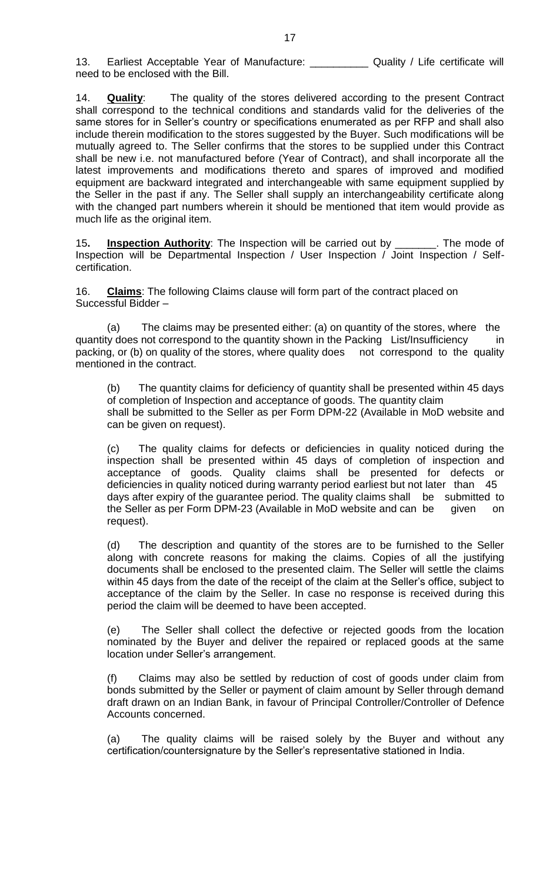13. Earliest Acceptable Year of Manufacture: __________ Quality / Life certificate will need to be enclosed with the Bill.

14. **Quality**: The quality of the stores delivered according to the present Contract shall correspond to the technical conditions and standards valid for the deliveries of the same stores for in Seller's country or specifications enumerated as per RFP and shall also include therein modification to the stores suggested by the Buyer. Such modifications will be mutually agreed to. The Seller confirms that the stores to be supplied under this Contract shall be new i.e. not manufactured before (Year of Contract), and shall incorporate all the latest improvements and modifications thereto and spares of improved and modified equipment are backward integrated and interchangeable with same equipment supplied by the Seller in the past if any. The Seller shall supply an interchangeability certificate along with the changed part numbers wherein it should be mentioned that item would provide as much life as the original item.

15. **Inspection Authority**: The Inspection will be carried out by _______. The mode of Inspection will be Departmental Inspection / User Inspection / Joint Inspection / Self-certification.

16. **Claims**: The following Claims clause will form part of the contract placed on Successful Bidder –

(a) The claims may be presented either: (a) on quantity of the stores, where the quantity does not correspond to the quantity shown in the Packing List/Insufficiency in packing, or (b) on quality of the stores, where quality does not correspond to the quality mentioned in the contract.

(b) The quantity claims for deficiency of quantity shall be presented within 45 days of completion of Inspection and acceptance of goods. The quantity claim shall be submitted to the Seller as per Form DPM-22 (Available in MoD website and can be given on request).

(c) The quality claims for defects or deficiencies in quality noticed during the inspection shall be presented within 45 days of completion of inspection and acceptance of goods. Quality claims shall be presented for defects or deficiencies in quality noticed during warranty period earliest but not later than 45 days after expiry of the guarantee period. The quality claims shall be submitted to the Seller as per Form DPM-23 (Available in MoD website and can be given on request).

(d) The description and quantity of the stores are to be furnished to the Seller along with concrete reasons for making the claims. Copies of all the justifying documents shall be enclosed to the presented claim. The Seller will settle the claims within 45 days from the date of the receipt of the claim at the Seller's office, subject to acceptance of the claim by the Seller. In case no response is received during this period the claim will be deemed to have been accepted.

(e) The Seller shall collect the defective or rejected goods from the location nominated by the Buyer and deliver the repaired or replaced goods at the same location under Seller's arrangement.

(f) Claims may also be settled by reduction of cost of goods under claim from bonds submitted by the Seller or payment of claim amount by Seller through demand draft drawn on an Indian Bank, in favour of Principal Controller/Controller of Defence Accounts concerned.

(a) The quality claims will be raised solely by the Buyer and without any certification/countersignature by the Seller's representative stationed in India.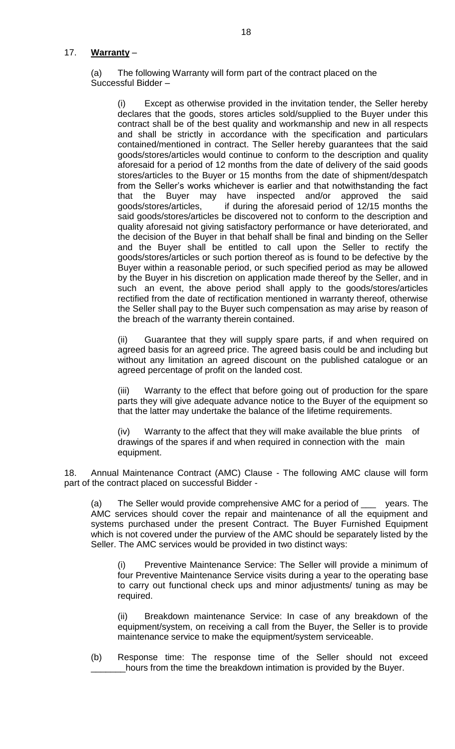17. **Warranty** –

(a) The following Warranty will form part of the contract placed on the Successful Bidder –

(i) Except as otherwise provided in the invitation tender, the Seller hereby declares that the goods, stores articles sold/supplied to the Buyer under this contract shall be of the best quality and workmanship and new in all respects and shall be strictly in accordance with the specification and particulars contained/mentioned in contract. The Seller hereby guarantees that the said goods/stores/articles would continue to conform to the description and quality aforesaid for a period of 12 months from the date of delivery of the said goods stores/articles to the Buyer or 15 months from the date of shipment/despatch from the Seller's works whichever is earlier and that notwithstanding the fact that the Buyer may have inspected and/or approved the said goods/stores/articles, if during the aforesaid period of 12/15 months the said goods/stores/articles be discovered not to conform to the description and quality aforesaid not giving satisfactory performance or have deteriorated, and the decision of the Buyer in that behalf shall be final and binding on the Seller and the Buyer shall be entitled to call upon the Seller to rectify the goods/stores/articles or such portion thereof as is found to be defective by the Buyer within a reasonable period, or such specified period as may be allowed by the Buyer in his discretion on application made thereof by the Seller, and in such an event, the above period shall apply to the goods/stores/articles rectified from the date of rectification mentioned in warranty thereof, otherwise the Seller shall pay to the Buyer such compensation as may arise by reason of the breach of the warranty therein contained.

(ii) Guarantee that they will supply spare parts, if and when required on agreed basis for an agreed price. The agreed basis could be and including but without any limitation an agreed discount on the published catalogue or an agreed percentage of profit on the landed cost.

(iii) Warranty to the effect that before going out of production for the spare parts they will give adequate advance notice to the Buyer of the equipment so that the latter may undertake the balance of the lifetime requirements.

(iv) Warranty to the affect that they will make available the blue prints of drawings of the spares if and when required in connection with the main equipment.

18. Annual Maintenance Contract (AMC) Clause - The following AMC clause will form part of the contract placed on successful Bidder -

(a) The Seller would provide comprehensive AMC for a period of ___ years. The AMC services should cover the repair and maintenance of all the equipment and systems purchased under the present Contract. The Buyer Furnished Equipment which is not covered under the purview of the AMC should be separately listed by the Seller. The AMC services would be provided in two distinct ways:

(i) Preventive Maintenance Service: The Seller will provide a minimum of four Preventive Maintenance Service visits during a year to the operating base to carry out functional check ups and minor adjustments/ tuning as may be required.

(ii) Breakdown maintenance Service: In case of any breakdown of the equipment/system, on receiving a call from the Buyer, the Seller is to provide maintenance service to make the equipment/system serviceable.

(b) Response time: The response time of the Seller should not exceed _______hours from the time the breakdown intimation is provided by the Buyer.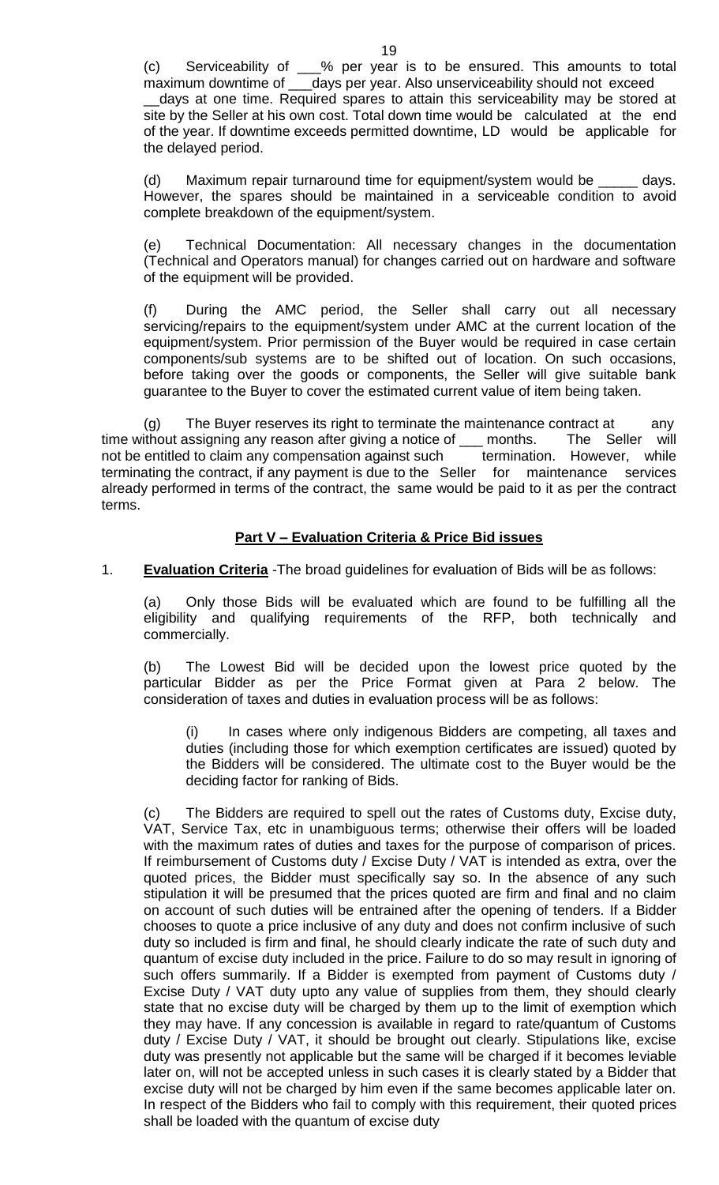(c) Serviceability of ___% per year is to be ensured. This amounts to total maximum downtime of ___days per year. Also unserviceability should not exceed __days at one time. Required spares to attain this serviceability may be stored at site by the Seller at his own cost. Total down time would be calculated at the end of the year. If downtime exceeds permitted downtime, LD would be applicable for the delayed period.

(d) Maximum repair turnaround time for equipment/system would be _____ days. However, the spares should be maintained in a serviceable condition to avoid complete breakdown of the equipment/system.

(e) Technical Documentation: All necessary changes in the documentation (Technical and Operators manual) for changes carried out on hardware and software of the equipment will be provided.

(f) During the AMC period, the Seller shall carry out all necessary servicing/repairs to the equipment/system under AMC at the current location of the equipment/system. Prior permission of the Buyer would be required in case certain components/sub systems are to be shifted out of location. On such occasions, before taking over the goods or components, the Seller will give suitable bank guarantee to the Buyer to cover the estimated current value of item being taken.

(g) The Buyer reserves its right to terminate the maintenance contract at any time without assigning any reason after giving a notice of ___ months. The Seller will not be entitled to claim any compensation against such termination. However, while terminating the contract, if any payment is due to the Seller for maintenance services already performed in terms of the contract, the same would be paid to it as per the contract terms.

## Part V – Evaluation Criteria & Price Bid issues

1. **Evaluation Criteria** -The broad guidelines for evaluation of Bids will be as follows:

(a) Only those Bids will be evaluated which are found to be fulfilling all the eligibility and qualifying requirements of the RFP, both technically and commercially.

(b) The Lowest Bid will be decided upon the lowest price quoted by the particular Bidder as per the Price Format given at Para 2 below. The consideration of taxes and duties in evaluation process will be as follows:

(i) In cases where only indigenous Bidders are competing, all taxes and duties (including those for which exemption certificates are issued) quoted by the Bidders will be considered. The ultimate cost to the Buyer would be the deciding factor for ranking of Bids.

(c) The Bidders are required to spell out the rates of Customs duty, Excise duty, VAT, Service Tax, etc in unambiguous terms; otherwise their offers will be loaded with the maximum rates of duties and taxes for the purpose of comparison of prices. If reimbursement of Customs duty / Excise Duty / VAT is intended as extra, over the quoted prices, the Bidder must specifically say so. In the absence of any such stipulation it will be presumed that the prices quoted are firm and final and no claim on account of such duties will be entrained after the opening of tenders. If a Bidder chooses to quote a price inclusive of any duty and does not confirm inclusive of such duty so included is firm and final, he should clearly indicate the rate of such duty and quantum of excise duty included in the price. Failure to do so may result in ignoring of such offers summarily. If a Bidder is exempted from payment of Customs duty / Excise Duty / VAT duty upto any value of supplies from them, they should clearly state that no excise duty will be charged by them up to the limit of exemption which they may have. If any concession is available in regard to rate/quantum of Customs duty / Excise Duty / VAT, it should be brought out clearly. Stipulations like, excise duty was presently not applicable but the same will be charged if it becomes leviable later on, will not be accepted unless in such cases it is clearly stated by a Bidder that excise duty will not be charged by him even if the same becomes applicable later on. In respect of the Bidders who fail to comply with this requirement, their quoted prices shall be loaded with the quantum of excise duty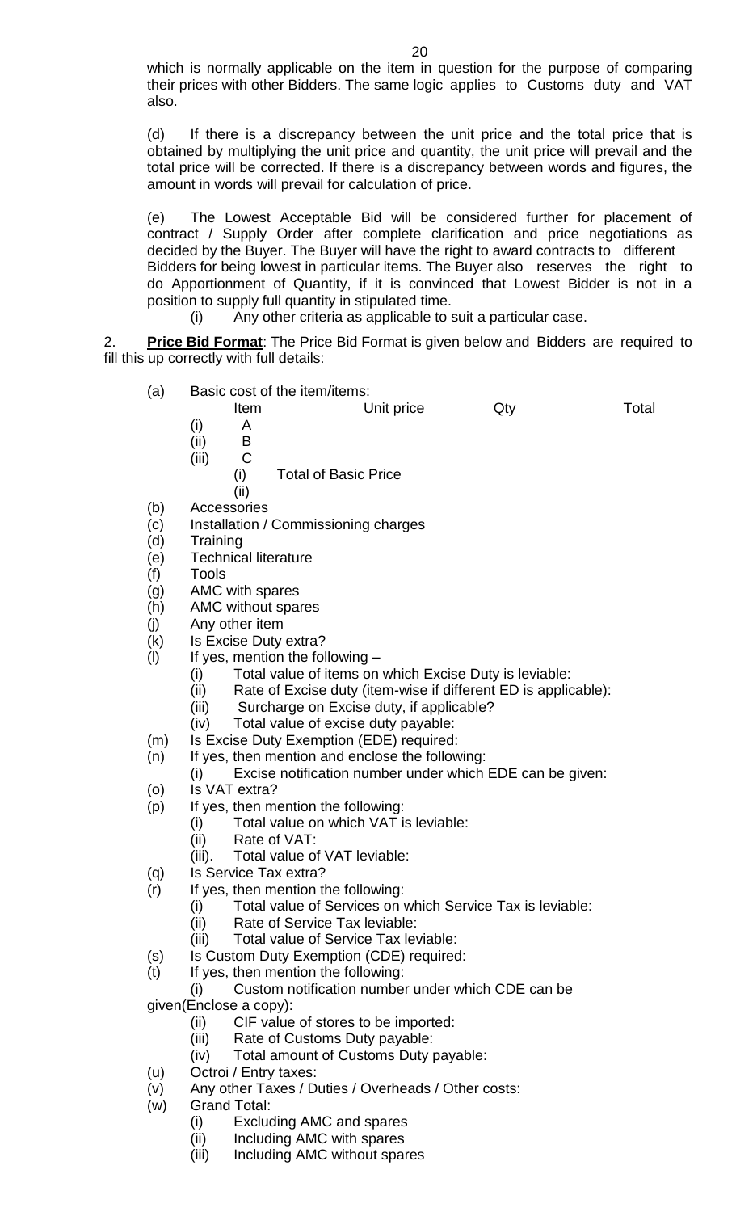which is normally applicable on the item in question for the purpose of comparing their prices with other Bidders. The same logic applies to Customs duty and VAT also.

(d) If there is a discrepancy between the unit price and the total price that is obtained by multiplying the unit price and quantity, the unit price will prevail and the total price will be corrected. If there is a discrepancy between words and figures, the amount in words will prevail for calculation of price.

(e) The Lowest Acceptable Bid will be considered further for placement of contract / Supply Order after complete clarification and price negotiations as decided by the Buyer. The Buyer will have the right to award contracts to different Bidders for being lowest in particular items. The Buyer also reserves the right to do Apportionment of Quantity, if it is convinced that Lowest Bidder is not in a position to supply full quantity in stipulated time.

(i) Any other criteria as applicable to suit a particular case.

2. **Price Bid Format**: The Price Bid Format is given below and Bidders are required to fill this up correctly with full details:

(a) Basic cost of the item/items:

| | Item | Unit price | Qty | Total |
|---|---|---|---|---|
| (i) | A | | | |
| (ii) | B | | | |
| (iii) | C | | | |

(i) Total of Basic Price

(ii)

(b) Accessories

(c) Installation / Commissioning charges

(d) Training

(e) Technical literature

(f) Tools

(g) AMC with spares

(h) AMC without spares

(j) Any other item

(k) Is Excise Duty extra?

(l) If yes, mention the following –
 (i) Total value of items on which Excise Duty is leviable:
 (ii) Rate of Excise duty (item-wise if different ED is applicable):
 (iii) Surcharge on Excise duty, if applicable?
 (iv) Total value of excise duty payable:

(m) Is Excise Duty Exemption (EDE) required:

(n) If yes, then mention and enclose the following:
 (i) Excise notification number under which EDE can be given:

(o) Is VAT extra?

(p) If yes, then mention the following:
 (i) Total value on which VAT is leviable:
 (ii) Rate of VAT:
 (iii). Total value of VAT leviable:

(q) Is Service Tax extra?

(r) If yes, then mention the following:
 (i) Total value of Services on which Service Tax is leviable:
 (ii) Rate of Service Tax leviable:
 (iii) Total value of Service Tax leviable:

(s) Is Custom Duty Exemption (CDE) required:

(t) If yes, then mention the following:
 (i) Custom notification number under which CDE can be given(Enclose a copy):
 (ii) CIF value of stores to be imported:
 (iii) Rate of Customs Duty payable:
 (iv) Total amount of Customs Duty payable:

(u) Octroi / Entry taxes:

(v) Any other Taxes / Duties / Overheads / Other costs:

(w) Grand Total:
 (i) Excluding AMC and spares
 (ii) Including AMC with spares
 (iii) Including AMC without spares